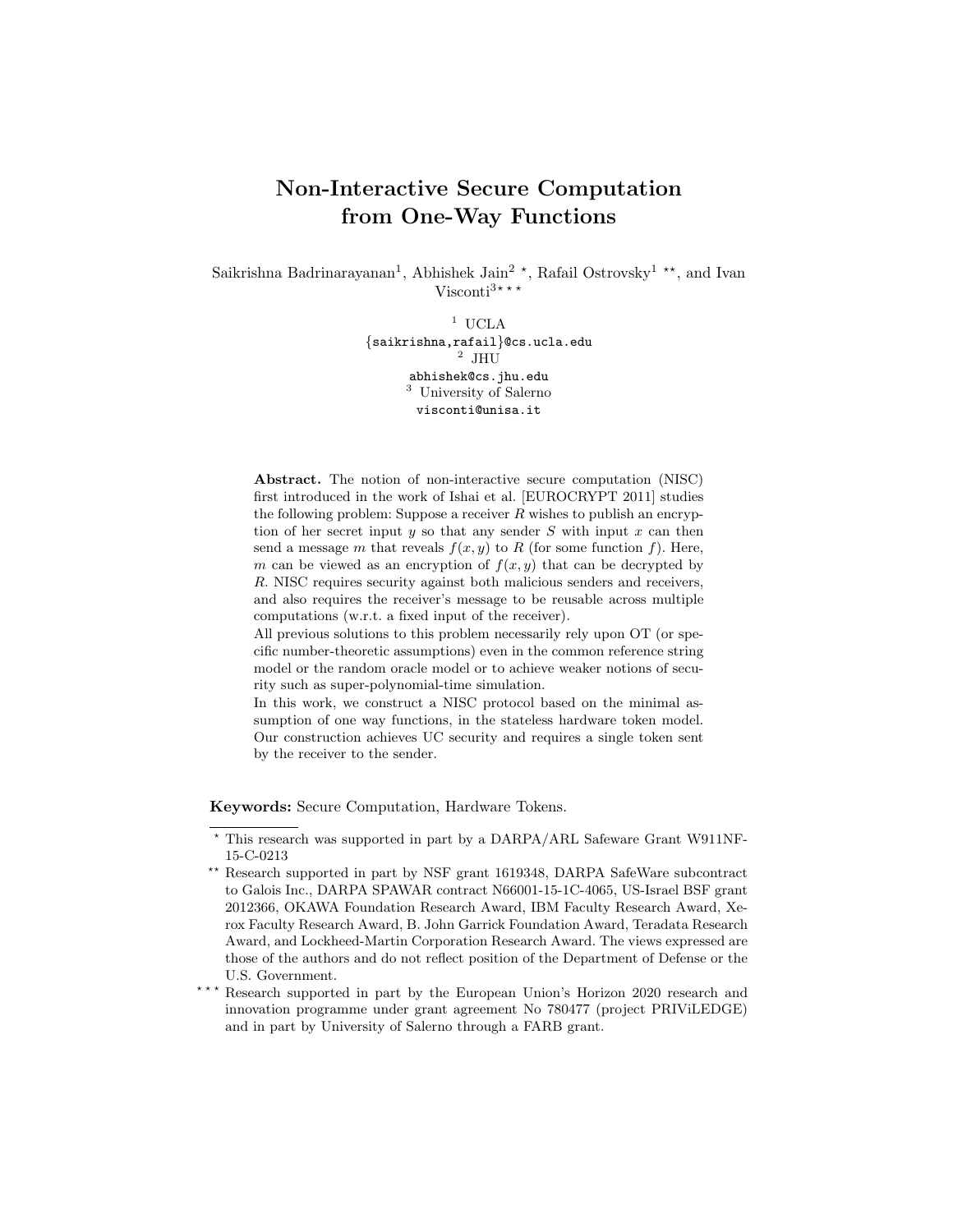# Non-Interactive Secure Computation from One-Way Functions

Saikrishna Badrinarayanan[1], Abhishek Jain[2] ⋆, Rafail Ostrovsky[1] ⋆⋆, and Ivan Visconti[3] ⋆⋆⋆

[1] UCLA
{saikrishna,rafail}@cs.ucla.edu
[2] JHU
abhishek@cs.jhu.edu
[3] University of Salerno
visconti@unisa.it

**Abstract.** The notion of non-interactive secure computation (NISC) first introduced in the work of Ishai et al. [EUROCRYPT 2011] studies the following problem: Suppose a receiver $R$ wishes to publish an encryption of her secret input $y$ so that any sender $S$ with input $x$ can then send a message $m$ that reveals $f(x, y)$ to $R$ (for some function $f$). Here, $m$ can be viewed as an encryption of $f(x, y)$ that can be decrypted by $R$. NISC requires security against both malicious senders and receivers, and also requires the receiver's message to be reusable across multiple computations (w.r.t. a fixed input of the receiver).

All previous solutions to this problem necessarily rely upon OT (or specific number-theoretic assumptions) even in the common reference string model or the random oracle model or to achieve weaker notions of security such as super-polynomial-time simulation.

In this work, we construct a NISC protocol based on the minimal assumption of one way functions, in the stateless hardware token model. Our construction achieves UC security and requires a single token sent by the receiver to the sender.

**Keywords:** Secure Computation, Hardware Tokens.

⋆ This research was supported in part by a DARPA/ARL Safeware Grant W911NF-15-C-0213

⋆⋆ Research supported in part by NSF grant 1619348, DARPA SafeWare subcontract to Galois Inc., DARPA SPAWAR contract N66001-15-1C-4065, US-Israel BSF grant 2012366, OKAWA Foundation Research Award, IBM Faculty Research Award, Xerox Faculty Research Award, B. John Garrick Foundation Award, Teradata Research Award, and Lockheed-Martin Corporation Research Award. The views expressed are those of the authors and do not reflect position of the Department of Defense or the U.S. Government.

⋆⋆⋆ Research supported in part by the European Union's Horizon 2020 research and innovation programme under grant agreement No 780477 (project PRIViLEDGE) and in part by University of Salerno through a FARB grant.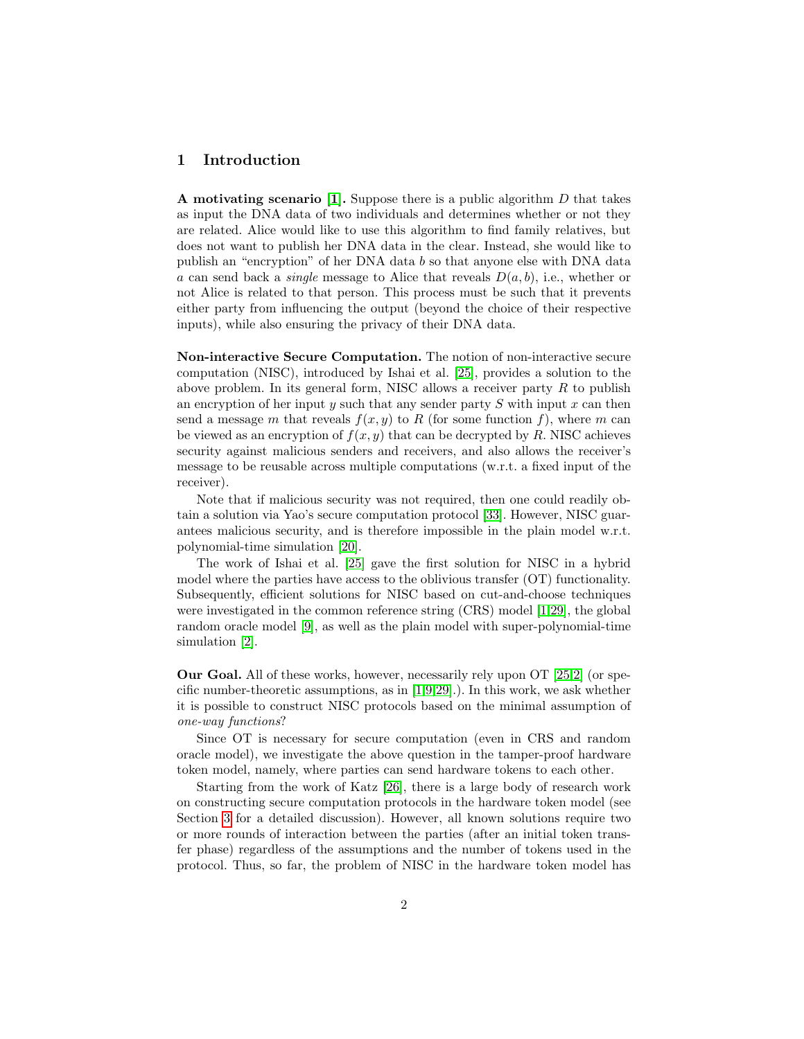## 1 Introduction

**A motivating scenario [1].** Suppose there is a public algorithm $D$ that takes as input the DNA data of two individuals and determines whether or not they are related. Alice would like to use this algorithm to find family relatives, but does not want to publish her DNA data in the clear. Instead, she would like to publish an "encryption" of her DNA data $b$ so that anyone else with DNA data $a$ can send back a *single* message to Alice that reveals $D(a, b)$, i.e., whether or not Alice is related to that person. This process must be such that it prevents either party from influencing the output (beyond the choice of their respective inputs), while also ensuring the privacy of their DNA data.

**Non-interactive Secure Computation.** The notion of non-interactive secure computation (NISC), introduced by Ishai et al. [25], provides a solution to the above problem. In its general form, NISC allows a receiver party $R$ to publish an encryption of her input $y$ such that any sender party $S$ with input $x$ can then send a message $m$ that reveals $f(x, y)$ to $R$ (for some function $f$), where $m$ can be viewed as an encryption of $f(x, y)$ that can be decrypted by $R$. NISC achieves security against malicious senders and receivers, and also allows the receiver's message to be reusable across multiple computations (w.r.t. a fixed input of the receiver).

Note that if malicious security was not required, then one could readily obtain a solution via Yao's secure computation protocol [33]. However, NISC guarantees malicious security, and is therefore impossible in the plain model w.r.t. polynomial-time simulation [20].

The work of Ishai et al. [25] gave the first solution for NISC in a hybrid model where the parties have access to the oblivious transfer (OT) functionality. Subsequently, efficient solutions for NISC based on cut-and-choose techniques were investigated in the common reference string (CRS) model [1,29], the global random oracle model [9], as well as the plain model with super-polynomial-time simulation [2].

**Our Goal.** All of these works, however, necessarily rely upon OT [25,2] (or specific number-theoretic assumptions, as in [1,9,29].). In this work, we ask whether it is possible to construct NISC protocols based on the minimal assumption of *one-way functions*?

Since OT is necessary for secure computation (even in CRS and random oracle model), we investigate the above question in the tamper-proof hardware token model, namely, where parties can send hardware tokens to each other.

Starting from the work of Katz [26], there is a large body of research work on constructing secure computation protocols in the hardware token model (see Section 3 for a detailed discussion). However, all known solutions require two or more rounds of interaction between the parties (after an initial token transfer phase) regardless of the assumptions and the number of tokens used in the protocol. Thus, so far, the problem of NISC in the hardware token model has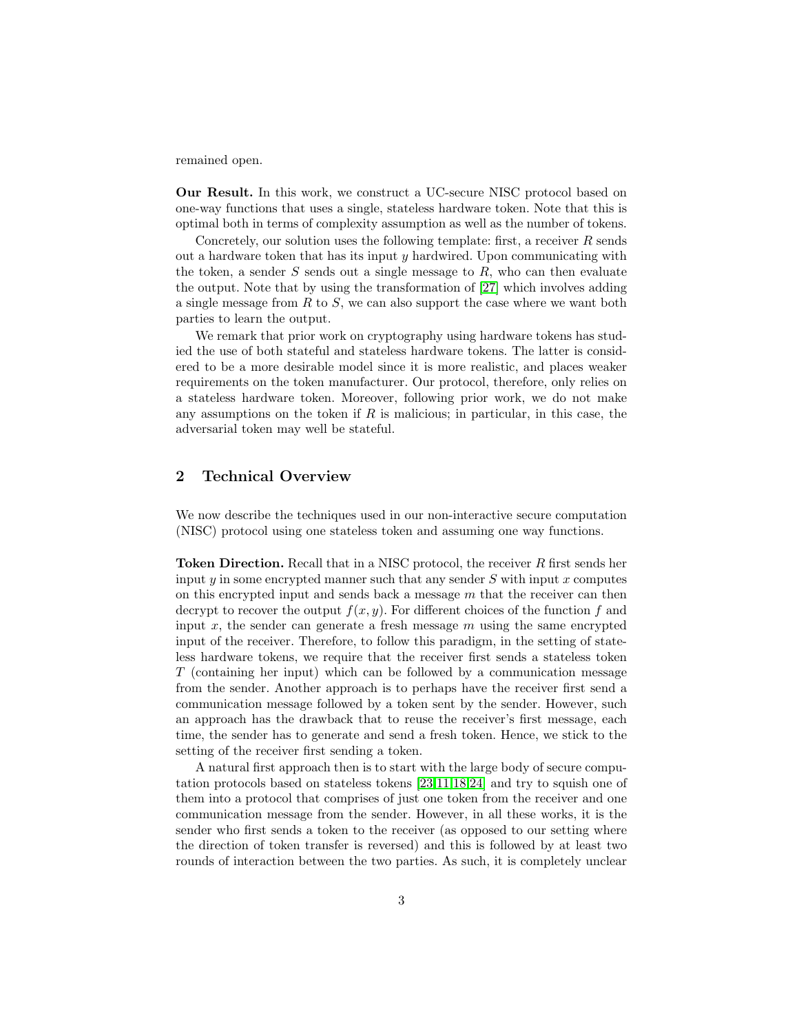remained open.

**Our Result.** In this work, we construct a UC-secure NISC protocol based on one-way functions that uses a single, stateless hardware token. Note that this is optimal both in terms of complexity assumption as well as the number of tokens.

Concretely, our solution uses the following template: first, a receiver $R$ sends out a hardware token that has its input $y$ hardwired. Upon communicating with the token, a sender $S$ sends out a single message to $R$, who can then evaluate the output. Note that by using the transformation of [27] which involves adding a single message from $R$ to $S$, we can also support the case where we want both parties to learn the output.

We remark that prior work on cryptography using hardware tokens has studied the use of both stateful and stateless hardware tokens. The latter is considered to be a more desirable model since it is more realistic, and places weaker requirements on the token manufacturer. Our protocol, therefore, only relies on a stateless hardware token. Moreover, following prior work, we do not make any assumptions on the token if $R$ is malicious; in particular, in this case, the adversarial token may well be stateful.

## 2 Technical Overview

We now describe the techniques used in our non-interactive secure computation (NISC) protocol using one stateless token and assuming one way functions.

**Token Direction.** Recall that in a NISC protocol, the receiver $R$ first sends her input $y$ in some encrypted manner such that any sender $S$ with input $x$ computes on this encrypted input and sends back a message $m$ that the receiver can then decrypt to recover the output $f(x, y)$. For different choices of the function $f$ and input $x$, the sender can generate a fresh message $m$ using the same encrypted input of the receiver. Therefore, to follow this paradigm, in the setting of stateless hardware tokens, we require that the receiver first sends a stateless token $T$ (containing her input) which can be followed by a communication message from the sender. Another approach is to perhaps have the receiver first send a communication message followed by a token sent by the sender. However, such an approach has the drawback that to reuse the receiver's first message, each time, the sender has to generate and send a fresh token. Hence, we stick to the setting of the receiver first sending a token.

A natural first approach then is to start with the large body of secure computation protocols based on stateless tokens [23,11,18,24] and try to squish one of them into a protocol that comprises of just one token from the receiver and one communication message from the sender. However, in all these works, it is the sender who first sends a token to the receiver (as opposed to our setting where the direction of token transfer is reversed) and this is followed by at least two rounds of interaction between the two parties. As such, it is completely unclear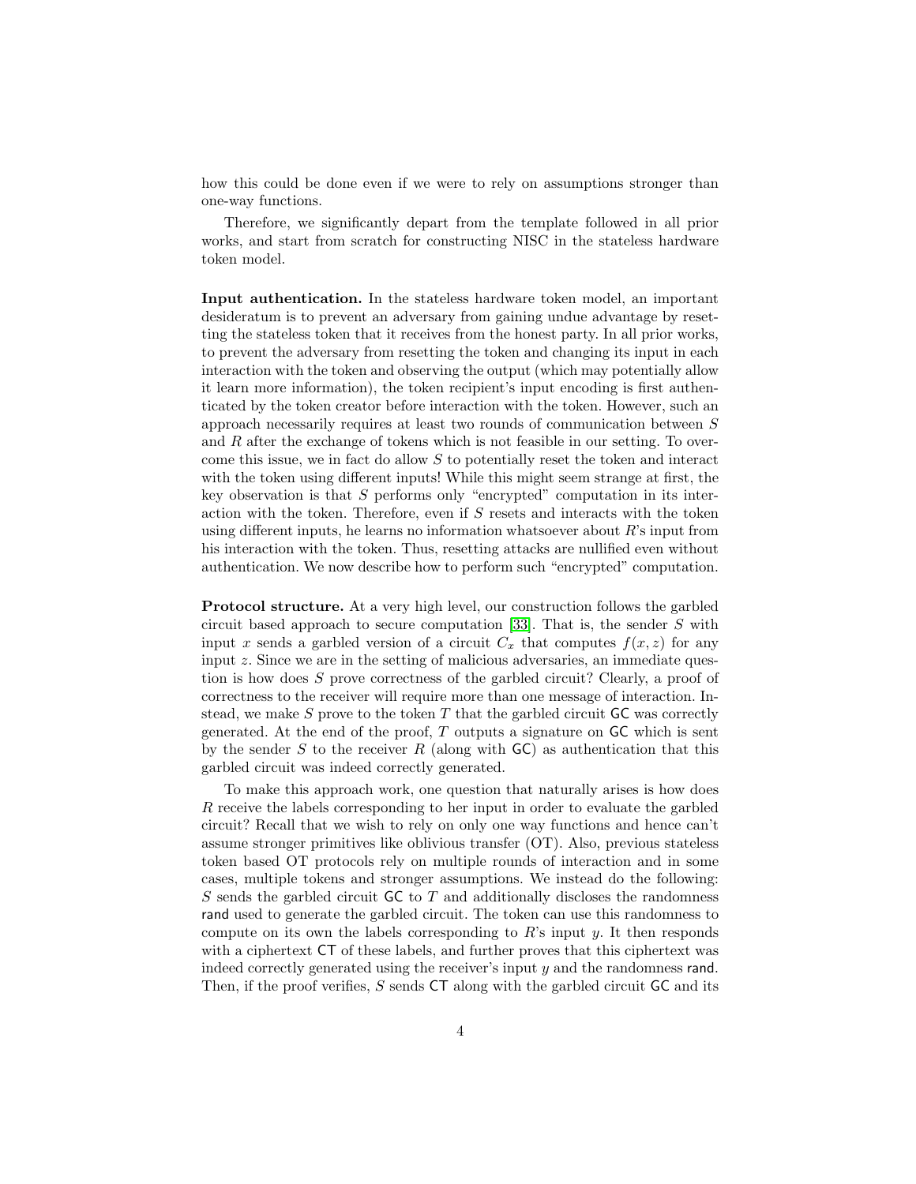how this could be done even if we were to rely on assumptions stronger than one-way functions.

Therefore, we significantly depart from the template followed in all prior works, and start from scratch for constructing NISC in the stateless hardware token model.

**Input authentication.** In the stateless hardware token model, an important desideratum is to prevent an adversary from gaining undue advantage by resetting the stateless token that it receives from the honest party. In all prior works, to prevent the adversary from resetting the token and changing its input in each interaction with the token and observing the output (which may potentially allow it learn more information), the token recipient's input encoding is first authenticated by the token creator before interaction with the token. However, such an approach necessarily requires at least two rounds of communication between $S$ and $R$ after the exchange of tokens which is not feasible in our setting. To overcome this issue, we in fact do allow $S$ to potentially reset the token and interact with the token using different inputs! While this might seem strange at first, the key observation is that $S$ performs only "encrypted" computation in its interaction with the token. Therefore, even if $S$ resets and interacts with the token using different inputs, he learns no information whatsoever about $R$'s input from his interaction with the token. Thus, resetting attacks are nullified even without authentication. We now describe how to perform such "encrypted" computation.

**Protocol structure.** At a very high level, our construction follows the garbled circuit based approach to secure computation [33]. That is, the sender $S$ with input $x$ sends a garbled version of a circuit $C_x$ that computes $f(x, z)$ for any input $z$. Since we are in the setting of malicious adversaries, an immediate question is how does $S$ prove correctness of the garbled circuit? Clearly, a proof of correctness to the receiver will require more than one message of interaction. Instead, we make $S$ prove to the token $T$ that the garbled circuit $\mathsf{GC}$ was correctly generated. At the end of the proof, $T$ outputs a signature on $\mathsf{GC}$ which is sent by the sender $S$ to the receiver $R$ (along with $\mathsf{GC}$) as authentication that this garbled circuit was indeed correctly generated.

To make this approach work, one question that naturally arises is how does $R$ receive the labels corresponding to her input in order to evaluate the garbled circuit? Recall that we wish to rely on only one way functions and hence can't assume stronger primitives like oblivious transfer (OT). Also, previous stateless token based OT protocols rely on multiple rounds of interaction and in some cases, multiple tokens and stronger assumptions. We instead do the following: $S$ sends the garbled circuit $\mathsf{GC}$ to $T$ and additionally discloses the randomness $\mathsf{rand}$ used to generate the garbled circuit. The token can use this randomness to compute on its own the labels corresponding to $R$'s input $y$. It then responds with a ciphertext $\mathsf{CT}$ of these labels, and further proves that this ciphertext was indeed correctly generated using the receiver's input $y$ and the randomness $\mathsf{rand}$. Then, if the proof verifies, $S$ sends $\mathsf{CT}$ along with the garbled circuit $\mathsf{GC}$ and its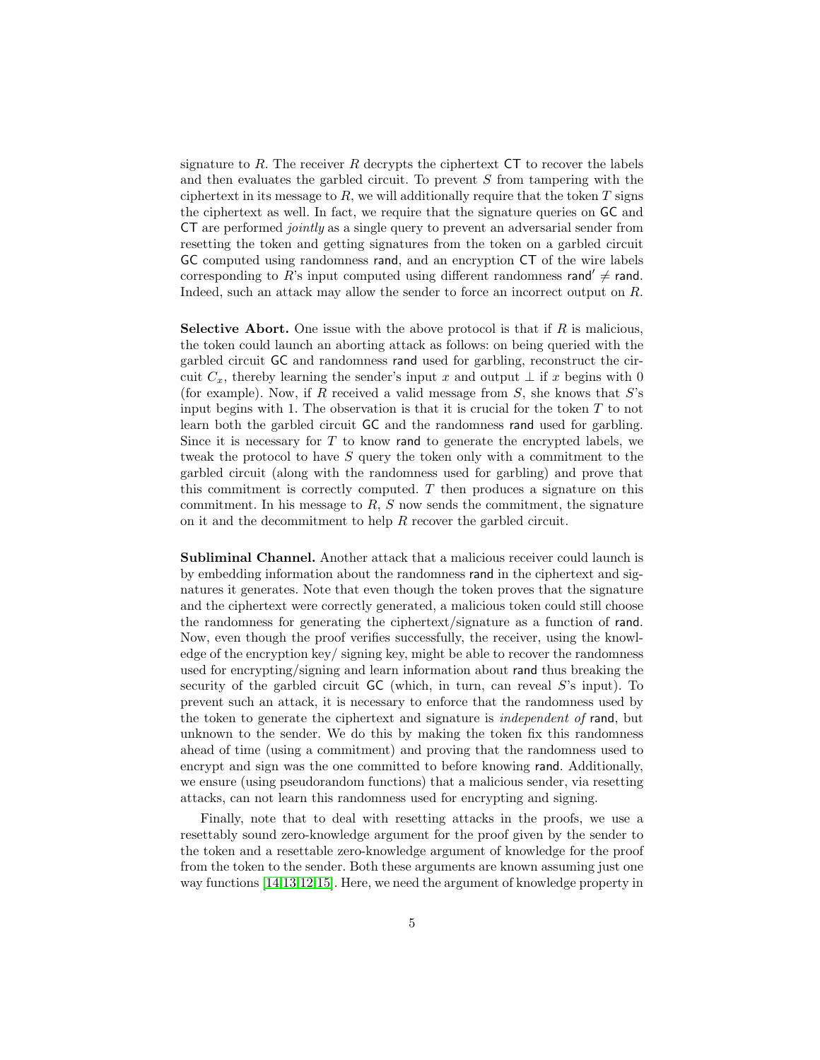signature to $R$. The receiver $R$ decrypts the ciphertext $\mathsf{CT}$ to recover the labels and then evaluates the garbled circuit. To prevent $S$ from tampering with the ciphertext in its message to $R$, we will additionally require that the token $T$ signs the ciphertext as well. In fact, we require that the signature queries on $\mathsf{GC}$ and $\mathsf{CT}$ are performed *jointly* as a single query to prevent an adversarial sender from resetting the token and getting signatures from the token on a garbled circuit $\mathsf{GC}$ computed using randomness $\mathsf{rand}$, and an encryption $\mathsf{CT}$ of the wire labels corresponding to $R$'s input computed using different randomness $\mathsf{rand}' \neq \mathsf{rand}$. Indeed, such an attack may allow the sender to force an incorrect output on $R$.

**Selective Abort.** One issue with the above protocol is that if $R$ is malicious, the token could launch an aborting attack as follows: on being queried with the garbled circuit $\mathsf{GC}$ and randomness $\mathsf{rand}$ used for garbling, reconstruct the circuit $C_x$, thereby learning the sender's input $x$ and output $\perp$ if $x$ begins with 0 (for example). Now, if $R$ received a valid message from $S$, she knows that $S$'s input begins with 1. The observation is that it is crucial for the token $T$ to not learn both the garbled circuit $\mathsf{GC}$ and the randomness $\mathsf{rand}$ used for garbling. Since it is necessary for $T$ to know $\mathsf{rand}$ to generate the encrypted labels, we tweak the protocol to have $S$ query the token only with a commitment to the garbled circuit (along with the randomness used for garbling) and prove that this commitment is correctly computed. $T$ then produces a signature on this commitment. In his message to $R$, $S$ now sends the commitment, the signature on it and the decommitment to help $R$ recover the garbled circuit.

**Subliminal Channel.** Another attack that a malicious receiver could launch is by embedding information about the randomness $\mathsf{rand}$ in the ciphertext and signatures it generates. Note that even though the token proves that the signature and the ciphertext were correctly generated, a malicious token could still choose the randomness for generating the ciphertext/signature as a function of $\mathsf{rand}$. Now, even though the proof verifies successfully, the receiver, using the knowledge of the encryption key/ signing key, might be able to recover the randomness used for encrypting/signing and learn information about $\mathsf{rand}$ thus breaking the security of the garbled circuit $\mathsf{GC}$ (which, in turn, can reveal $S$'s input). To prevent such an attack, it is necessary to enforce that the randomness used by the token to generate the ciphertext and signature is *independent of* $\mathsf{rand}$, but unknown to the sender. We do this by making the token fix this randomness ahead of time (using a commitment) and proving that the randomness used to encrypt and sign was the one committed to before knowing $\mathsf{rand}$. Additionally, we ensure (using pseudorandom functions) that a malicious sender, via resetting attacks, can not learn this randomness used for encrypting and signing.

Finally, note that to deal with resetting attacks in the proofs, we use a resettably sound zero-knowledge argument for the proof given by the sender to the token and a resettable zero-knowledge argument of knowledge for the proof from the token to the sender. Both these arguments are known assuming just one way functions [14,13,12,15]. Here, we need the argument of knowledge property in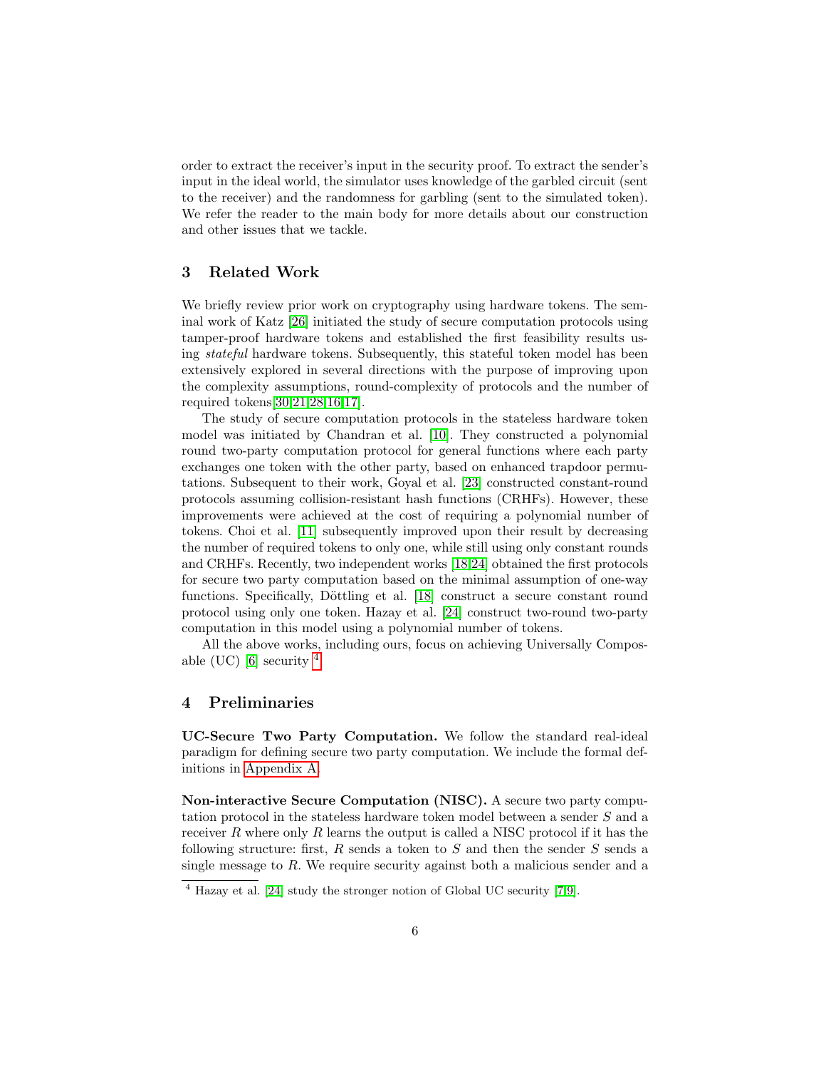order to extract the receiver's input in the security proof. To extract the sender's input in the ideal world, the simulator uses knowledge of the garbled circuit (sent to the receiver) and the randomness for garbling (sent to the simulated token). We refer the reader to the main body for more details about our construction and other issues that we tackle.

## 3 Related Work

We briefly review prior work on cryptography using hardware tokens. The seminal work of Katz [26] initiated the study of secure computation protocols using tamper-proof hardware tokens and established the first feasibility results using *stateful* hardware tokens. Subsequently, this stateful token model has been extensively explored in several directions with the purpose of improving upon the complexity assumptions, round-complexity of protocols and the number of required tokens[30,21,28,16,17].

The study of secure computation protocols in the stateless hardware token model was initiated by Chandran et al. [10]. They constructed a polynomial round two-party computation protocol for general functions where each party exchanges one token with the other party, based on enhanced trapdoor permutations. Subsequent to their work, Goyal et al. [23] constructed constant-round protocols assuming collision-resistant hash functions (CRHFs). However, these improvements were achieved at the cost of requiring a polynomial number of tokens. Choi et al. [11] subsequently improved upon their result by decreasing the number of required tokens to only one, while still using only constant rounds and CRHFs. Recently, two independent works [18,24] obtained the first protocols for secure two party computation based on the minimal assumption of one-way functions. Specifically, Döttling et al. [18] construct a secure constant round protocol using only one token. Hazay et al. [24] construct two-round two-party computation in this model using a polynomial number of tokens.

All the above works, including ours, focus on achieving Universally Composable (UC) [6] security [4].

## 4 Preliminaries

**UC-Secure Two Party Computation.** We follow the standard real-ideal paradigm for defining secure two party computation. We include the formal definitions in Appendix A.

**Non-interactive Secure Computation (NISC).** A secure two party computation protocol in the stateless hardware token model between a sender $S$ and a receiver $R$ where only $R$ learns the output is called a NISC protocol if it has the following structure: first, $R$ sends a token to $S$ and then the sender $S$ sends a single message to $R$. We require security against both a malicious sender and a

[4] Hazay et al. [24] study the stronger notion of Global UC security [7,9].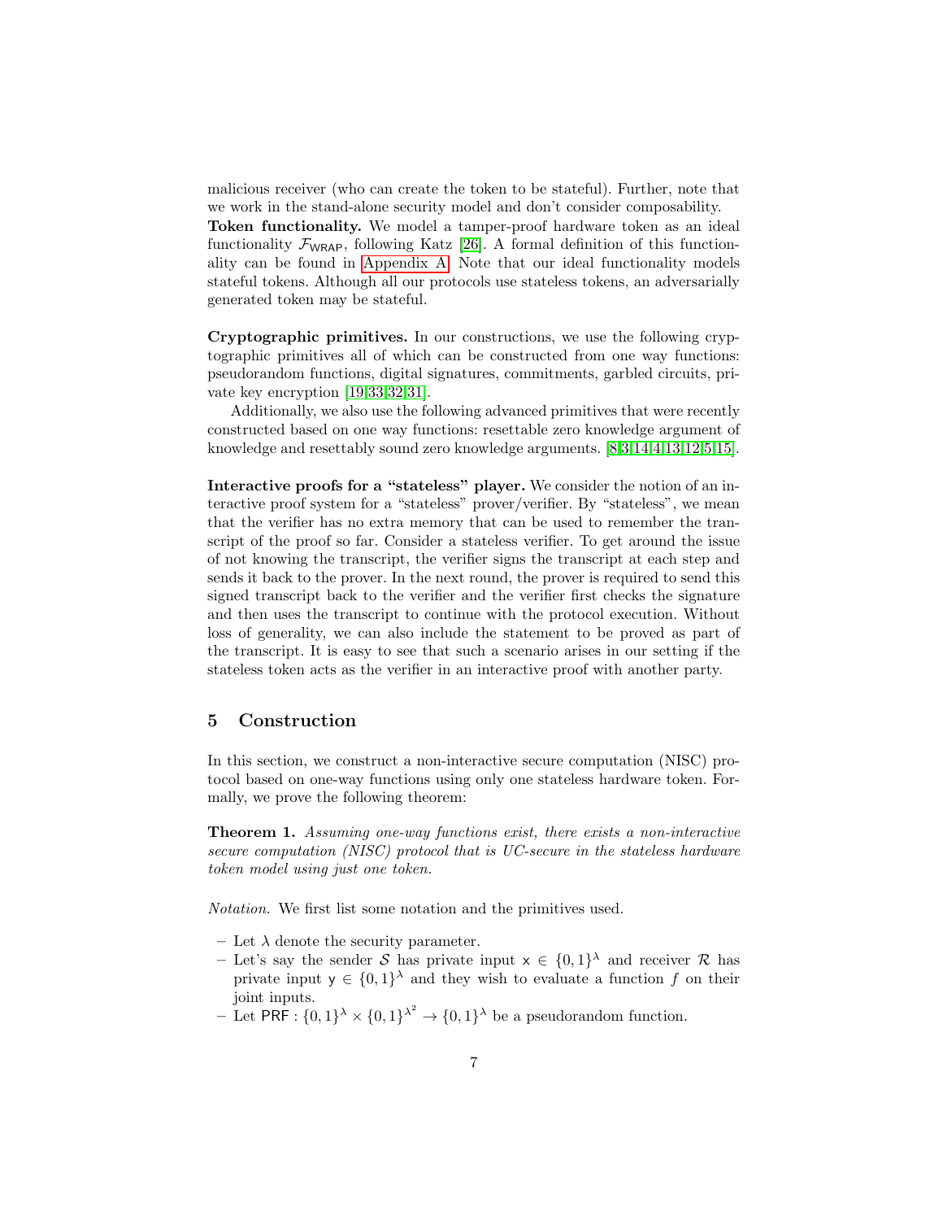malicious receiver (who can create the token to be stateful). Further, note that we work in the stand-alone security model and don't consider composability.

**Token functionality.** We model a tamper-proof hardware token as an ideal functionality $\mathcal{F}_{\mathsf{WRAP}}$, following Katz [26]. A formal definition of this functionality can be found in Appendix A. Note that our ideal functionality models stateful tokens. Although all our protocols use stateless tokens, an adversarially generated token may be stateful.

**Cryptographic primitives.** In our constructions, we use the following cryptographic primitives all of which can be constructed from one way functions: pseudorandom functions, digital signatures, commitments, garbled circuits, private key encryption [19,33,32,31].

Additionally, we also use the following advanced primitives that were recently constructed based on one way functions: resettable zero knowledge argument of knowledge and resettably sound zero knowledge arguments. [8,3,14,4,13,12,5,15].

**Interactive proofs for a "stateless" player.** We consider the notion of an interactive proof system for a "stateless" prover/verifier. By "stateless", we mean that the verifier has no extra memory that can be used to remember the transcript of the proof so far. Consider a stateless verifier. To get around the issue of not knowing the transcript, the verifier signs the transcript at each step and sends it back to the prover. In the next round, the prover is required to send this signed transcript back to the verifier and the verifier first checks the signature and then uses the transcript to continue with the protocol execution. Without loss of generality, we can also include the statement to be proved as part of the transcript. It is easy to see that such a scenario arises in our setting if the stateless token acts as the verifier in an interactive proof with another party.

## 5 Construction

In this section, we construct a non-interactive secure computation (NISC) protocol based on one-way functions using only one stateless hardware token. Formally, we prove the following theorem:

**Theorem 1.** *Assuming one-way functions exist, there exists a non-interactive secure computation (NISC) protocol that is UC-secure in the stateless hardware token model using just one token.*

*Notation.* We first list some notation and the primitives used.

- Let $\lambda$ denote the security parameter.
- Let's say the sender $\mathcal{S}$ has private input $\mathsf{x} \in \{0,1\}^\lambda$ and receiver $\mathcal{R}$ has private input $\mathsf{y} \in \{0,1\}^\lambda$ and they wish to evaluate a function $f$ on their joint inputs.
- Let $\mathsf{PRF} : \{0,1\}^\lambda \times \{0,1\}^{\lambda^2} \rightarrow \{0,1\}^\lambda$ be a pseudorandom function.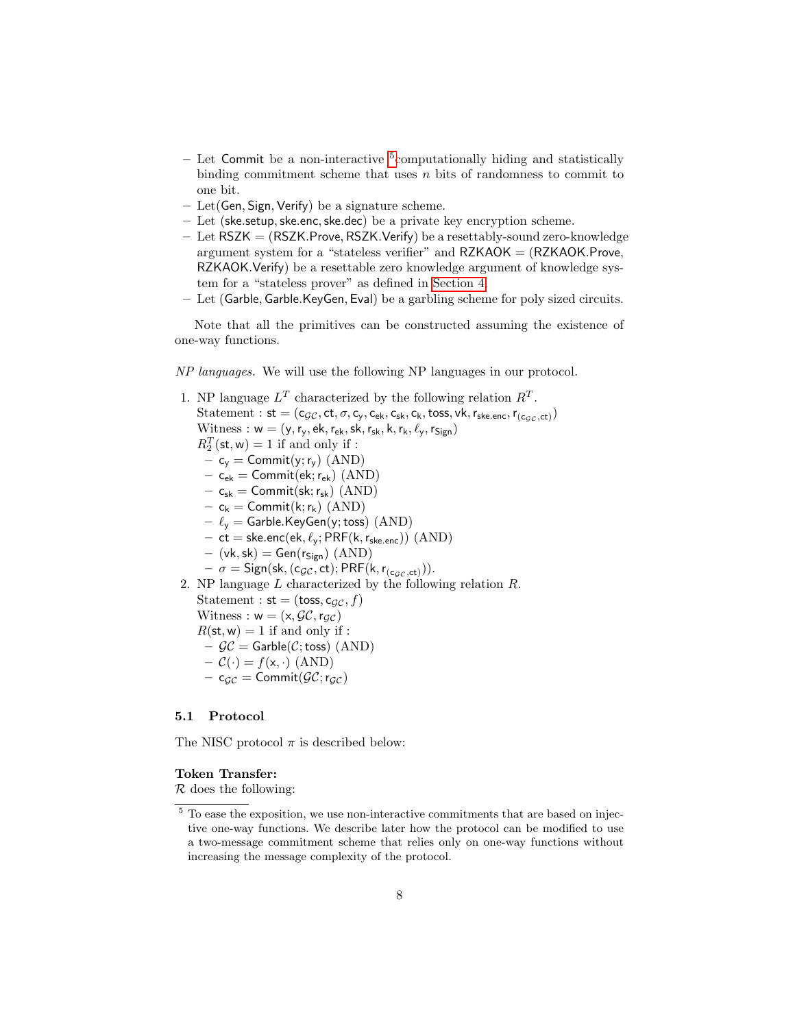- Let $\mathsf{Commit}$ be a non-interactive [5] computationally hiding and statistically binding commitment scheme that uses $n$ bits of randomness to commit to one bit.
- Let $(\mathsf{Gen}, \mathsf{Sign}, \mathsf{Verify})$ be a signature scheme.
- Let $(\mathsf{ske.setup}, \mathsf{ske.enc}, \mathsf{ske.dec})$ be a private key encryption scheme.
- Let $\mathsf{RSZK} = (\mathsf{RSZK.Prove}, \mathsf{RSZK.Verify})$ be a resettably-sound zero-knowledge argument system for a "stateless verifier" and $\mathsf{RZKAOK} = (\mathsf{RZKAOK.Prove}, \mathsf{RZKAOK.Verify})$ be a resettable zero knowledge argument of knowledge system for a "stateless prover" as defined in Section 4.
- Let $(\mathsf{Garble}, \mathsf{Garble.KeyGen}, \mathsf{Eval})$ be a garbling scheme for poly sized circuits.

Note that all the primitives can be constructed assuming the existence of one-way functions.

*NP languages.* We will use the following NP languages in our protocol.

1. NP language $L^T$ characterized by the following relation $R^T$.
   Statement : $\mathsf{st} = (\mathsf{c}_{\mathcal{GC}}, \mathsf{ct}, \sigma, \mathsf{c_y}, \mathsf{c_{ek}}, \mathsf{c_{sk}}, \mathsf{c_k}, \mathsf{toss}, \mathsf{vk}, \mathsf{r_{ske.enc}}, \mathsf{r}_{(\mathsf{c}_{\mathcal{GC}}, \mathsf{ct})})$
   Witness : $\mathsf{w} = (\mathsf{y}, \mathsf{r_y}, \mathsf{ek}, \mathsf{r_{ek}}, \mathsf{sk}, \mathsf{r_{sk}}, \mathsf{k}, \mathsf{r_k}, \ell_{\mathsf{y}}, \mathsf{r_{Sign}})$
   $R^T_2(\mathsf{st}, \mathsf{w}) = 1$ if and only if :
   - $\mathsf{c_y} = \mathsf{Commit}(\mathsf{y}; \mathsf{r_y})$ (AND)
   - $\mathsf{c_{ek}} = \mathsf{Commit}(\mathsf{ek}; \mathsf{r_{ek}})$ (AND)
   - $\mathsf{c_{sk}} = \mathsf{Commit}(\mathsf{sk}; \mathsf{r_{sk}})$ (AND)
   - $\mathsf{c_k} = \mathsf{Commit}(\mathsf{k}; \mathsf{r_k})$ (AND)
   - $\ell_{\mathsf{y}} = \mathsf{Garble.KeyGen}(\mathsf{y}; \mathsf{toss})$ (AND)
   - $\mathsf{ct} = \mathsf{ske.enc}(\mathsf{ek}, \ell_{\mathsf{y}}; \mathsf{PRF}(\mathsf{k}, \mathsf{r_{ske.enc}}))$ (AND)
   - $(\mathsf{vk}, \mathsf{sk}) = \mathsf{Gen}(\mathsf{r_{Sign}})$ (AND)
   - $\sigma = \mathsf{Sign}(\mathsf{sk}, (\mathsf{c}_{\mathcal{GC}}, \mathsf{ct}); \mathsf{PRF}(\mathsf{k}, \mathsf{r}_{(\mathsf{c}_{\mathcal{GC}}, \mathsf{ct})}))$.
2. NP language $L$ characterized by the following relation $R$.
   Statement : $\mathsf{st} = (\mathsf{toss}, \mathsf{c}_{\mathcal{GC}}, f)$
   Witness : $\mathsf{w} = (\mathsf{x}, \mathcal{GC}, \mathsf{r}_{\mathcal{GC}})$
   $R(\mathsf{st}, \mathsf{w}) = 1$ if and only if :
   - $\mathcal{GC} = \mathsf{Garble}(\mathcal{C}; \mathsf{toss})$ (AND)
   - $\mathcal{C}(\cdot) = f(\mathsf{x}, \cdot)$ (AND)
   - $\mathsf{c}_{\mathcal{GC}} = \mathsf{Commit}(\mathcal{GC}; \mathsf{r}_{\mathcal{GC}})$

### 5.1 Protocol

The NISC protocol $\pi$ is described below:

**Token Transfer:**
$\mathcal{R}$ does the following:

[5] To ease the exposition, we use non-interactive commitments that are based on injective one-way functions. We describe later how the protocol can be modified to use a two-message commitment scheme that relies only on one-way functions without increasing the message complexity of the protocol.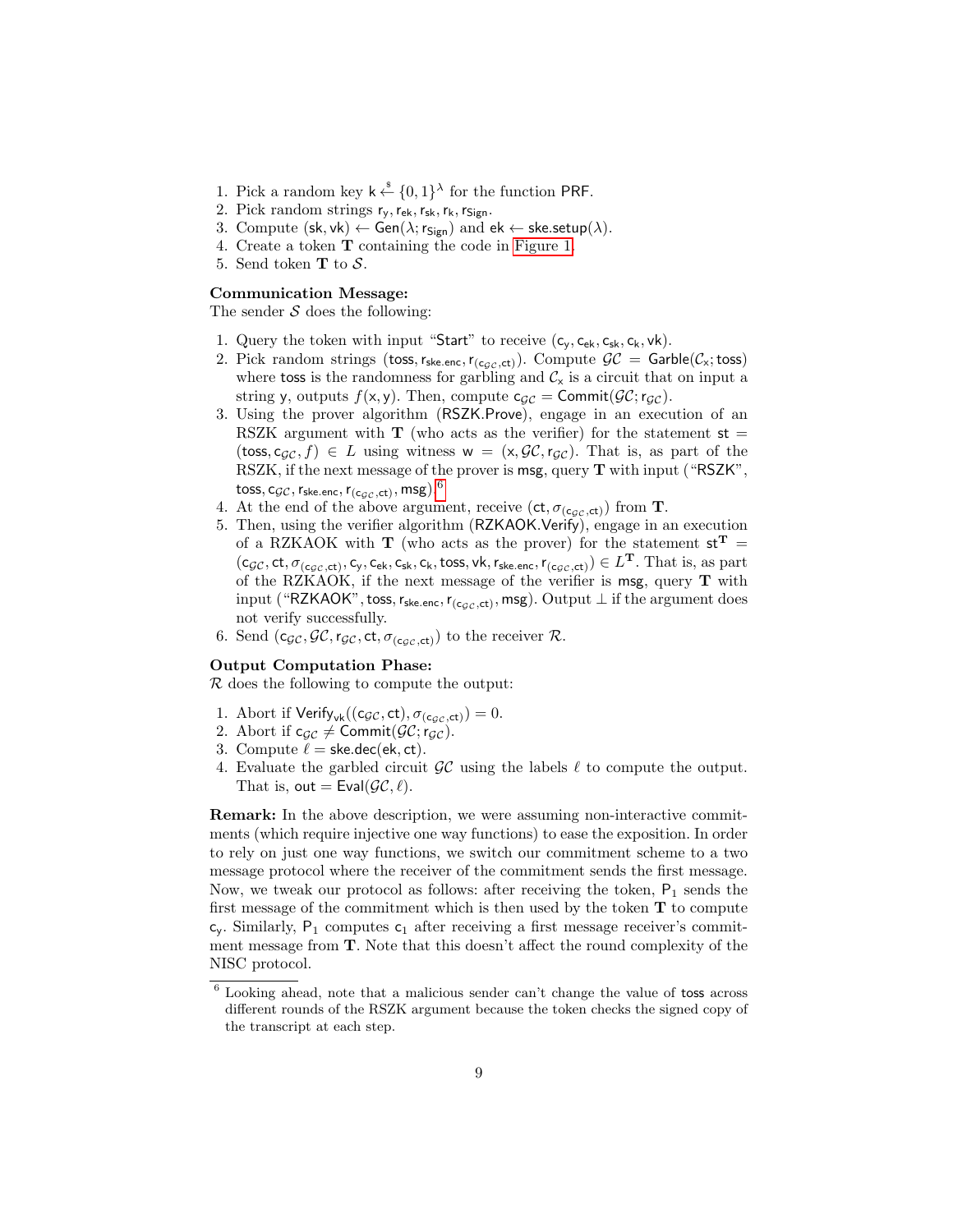1. Pick a random key $\mathsf{k} \xleftarrow{\$} \{0,1\}^\lambda$ for the function $\mathsf{PRF}$.
2. Pick random strings $\mathsf{r_y}, \mathsf{r_{ek}}, \mathsf{r_{sk}}, \mathsf{r_k}, \mathsf{r_{Sign}}$.
3. Compute $(\mathsf{sk}, \mathsf{vk}) \leftarrow \mathsf{Gen}(\lambda; \mathsf{r_{Sign}})$ and $\mathsf{ek} \leftarrow \mathsf{ske.setup}(\lambda)$.
4. Create a token $\mathbf{T}$ containing the code in Figure 1.
5. Send token $\mathbf{T}$ to $\mathcal{S}$.

**Communication Message:**
The sender $\mathcal{S}$ does the following:

1. Query the token with input "$\mathsf{Start}$" to receive $(\mathsf{c_y}, \mathsf{c_{ek}}, \mathsf{c_{sk}}, \mathsf{c_k}, \mathsf{vk})$.
2. Pick random strings $(\mathsf{toss}, \mathsf{r_{ske.enc}}, \mathsf{r}_{(\mathsf{c}_{\mathcal{GC}}, \mathsf{ct})})$. Compute $\mathcal{GC} = \mathsf{Garble}(\mathcal{C}_\mathsf{x}; \mathsf{toss})$ where $\mathsf{toss}$ is the randomness for garbling and $\mathcal{C}_\mathsf{x}$ is a circuit that on input a string $\mathsf{y}$, outputs $f(\mathsf{x}, \mathsf{y})$. Then, compute $\mathsf{c}_{\mathcal{GC}} = \mathsf{Commit}(\mathcal{GC}; \mathsf{r}_{\mathcal{GC}})$.
3. Using the prover algorithm ($\mathsf{RSZK.Prove}$), engage in an execution of an RSZK argument with $\mathbf{T}$ (who acts as the verifier) for the statement $\mathsf{st} = (\mathsf{toss}, \mathsf{c}_{\mathcal{GC}}, f) \in L$ using witness $\mathsf{w} = (\mathsf{x}, \mathcal{GC}, \mathsf{r}_{\mathcal{GC}})$. That is, as part of the RSZK, if the next message of the prover is $\mathsf{msg}$, query $\mathbf{T}$ with input ("$\mathsf{RSZK}$", $\mathsf{toss}, \mathsf{c}_{\mathcal{GC}}, \mathsf{r_{ske.enc}}, \mathsf{r}_{(\mathsf{c}_{\mathcal{GC}}, \mathsf{ct})}, \mathsf{msg}$).[6]
4. At the end of the above argument, receive $(\mathsf{ct}, \sigma_{(\mathsf{c}_{\mathcal{GC}}, \mathsf{ct})})$ from $\mathbf{T}$.
5. Then, using the verifier algorithm ($\mathsf{RZKAOK.Verify}$), engage in an execution of a RZKAOK with $\mathbf{T}$ (who acts as the prover) for the statement $\mathsf{st}^\mathbf{T} = (\mathsf{c}_{\mathcal{GC}}, \mathsf{ct}, \sigma_{(\mathsf{c}_{\mathcal{GC}}, \mathsf{ct})}, \mathsf{c_y}, \mathsf{c_{ek}}, \mathsf{c_{sk}}, \mathsf{c_k}, \mathsf{toss}, \mathsf{vk}, \mathsf{r_{ske.enc}}, \mathsf{r}_{(\mathsf{c}_{\mathcal{GC}}, \mathsf{ct})}) \in L^\mathbf{T}$. That is, as part of the RZKAOK, if the next message of the verifier is $\mathsf{msg}$, query $\mathbf{T}$ with input ("$\mathsf{RZKAOK}$", $\mathsf{toss}, \mathsf{r_{ske.enc}}, \mathsf{r}_{(\mathsf{c}_{\mathcal{GC}}, \mathsf{ct})}, \mathsf{msg}$). Output $\perp$ if the argument does not verify successfully.
6. Send $(\mathsf{c}_{\mathcal{GC}}, \mathcal{GC}, \mathsf{r}_{\mathcal{GC}}, \mathsf{ct}, \sigma_{(\mathsf{c}_{\mathcal{GC}}, \mathsf{ct})})$ to the receiver $\mathcal{R}$.

**Output Computation Phase:**
$\mathcal{R}$ does the following to compute the output:

1. Abort if $\mathsf{Verify}_{\mathsf{vk}}((\mathsf{c}_{\mathcal{GC}}, \mathsf{ct}), \sigma_{(\mathsf{c}_{\mathcal{GC}}, \mathsf{ct})}) = 0$.
2. Abort if $\mathsf{c}_{\mathcal{GC}} \neq \mathsf{Commit}(\mathcal{GC}; \mathsf{r}_{\mathcal{GC}})$.
3. Compute $\ell = \mathsf{ske.dec}(\mathsf{ek}, \mathsf{ct})$.
4. Evaluate the garbled circuit $\mathcal{GC}$ using the labels $\ell$ to compute the output. That is, $\mathsf{out} = \mathsf{Eval}(\mathcal{GC}, \ell)$.

**Remark:** In the above description, we were assuming non-interactive commitments (which require injective one way functions) to ease the exposition. In order to rely on just one way functions, we switch our commitment scheme to a two message protocol where the receiver of the commitment sends the first message. Now, we tweak our protocol as follows: after receiving the token, $\mathsf{P}_1$ sends the first message of the commitment which is then used by the token $\mathbf{T}$ to compute $\mathsf{c_y}$. Similarly, $\mathsf{P}_1$ computes $\mathsf{c}_1$ after receiving a first message receiver's commitment message from $\mathbf{T}$. Note that this doesn't affect the round complexity of the NISC protocol.

[6] Looking ahead, note that a malicious sender can't change the value of $\mathsf{toss}$ across different rounds of the RSZK argument because the token checks the signed copy of the transcript at each step.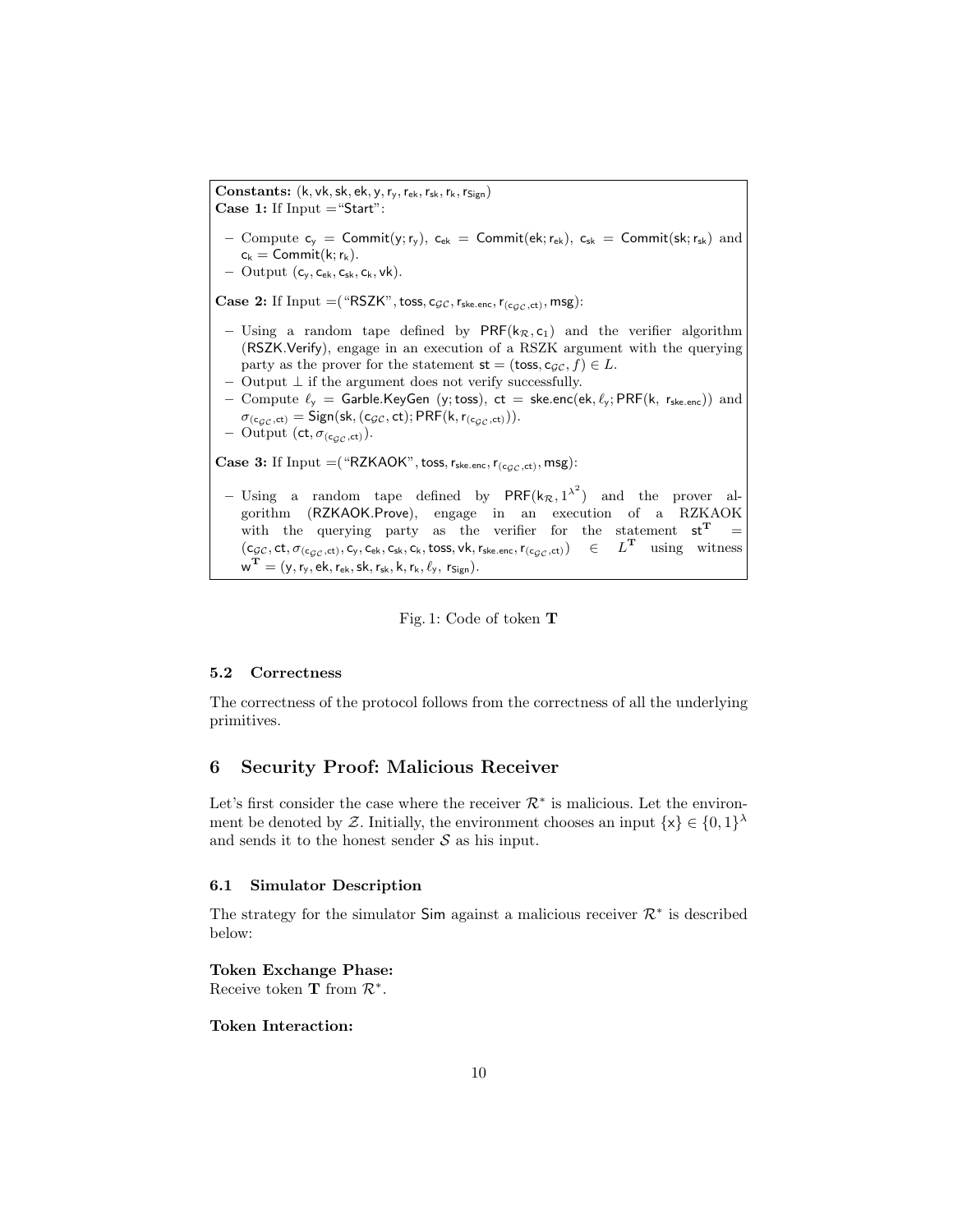**Constants:** $(\mathsf{k}, \mathsf{vk}, \mathsf{sk}, \mathsf{ek}, \mathsf{y}, \mathsf{r_y}, \mathsf{r_{ek}}, \mathsf{r_{sk}}, \mathsf{r_k}, \mathsf{r_{Sign}})$

**Case 1:** If Input = "Start":

- Compute $\mathsf{c_y} = \mathsf{Commit}(\mathsf{y}; \mathsf{r_y})$, $\mathsf{c_{ek}} = \mathsf{Commit}(\mathsf{ek}; \mathsf{r_{ek}})$, $\mathsf{c_{sk}} = \mathsf{Commit}(\mathsf{sk}; \mathsf{r_{sk}})$ and $\mathsf{c_k} = \mathsf{Commit}(\mathsf{k}; \mathsf{r_k})$.
- Output $(\mathsf{c_y}, \mathsf{c_{ek}}, \mathsf{c_{sk}}, \mathsf{c_k}, \mathsf{vk})$.

**Case 2:** If Input = ("RSZK", $\mathsf{toss}, \mathsf{c}_{\mathcal{GC}}, \mathsf{r_{ske.enc}}, \mathsf{r}_{(\mathsf{c}_{\mathcal{GC}}, \mathsf{ct})}, \mathsf{msg}$):

- Using a random tape defined by $\mathsf{PRF}(\mathsf{k}_{\mathcal{R}}, \mathsf{c}_1)$ and the verifier algorithm (RSZK.Verify), engage in an execution of a RSZK argument with the querying party as the prover for the statement $\mathsf{st} = (\mathsf{toss}, \mathsf{c}_{\mathcal{GC}}, f) \in L$.
- Output $\perp$ if the argument does not verify successfully.
- Compute $\ell_{\mathsf{y}} = \mathsf{Garble.KeyGen}\ (\mathsf{y}; \mathsf{toss})$, $\mathsf{ct} = \mathsf{ske.enc}(\mathsf{ek}, \ell_{\mathsf{y}}; \mathsf{PRF}(\mathsf{k}, \mathsf{r_{ske.enc}}))$ and $\sigma_{(\mathsf{c}_{\mathcal{GC}}, \mathsf{ct})} = \mathsf{Sign}(\mathsf{sk}, (\mathsf{c}_{\mathcal{GC}}, \mathsf{ct}); \mathsf{PRF}(\mathsf{k}, \mathsf{r}_{(\mathsf{c}_{\mathcal{GC}}, \mathsf{ct})}))$.
- Output $(\mathsf{ct}, \sigma_{(\mathsf{c}_{\mathcal{GC}}, \mathsf{ct})})$.

**Case 3:** If Input = ("RZKAOK", $\mathsf{toss}, \mathsf{r_{ske.enc}}, \mathsf{r}_{(\mathsf{c}_{\mathcal{GC}}, \mathsf{ct})}, \mathsf{msg}$):

- Using a random tape defined by $\mathsf{PRF}(\mathsf{k}_{\mathcal{R}}, 1^{\lambda^2})$ and the prover algorithm (RZKAOK.Prove), engage in an execution of a RZKAOK with the querying party as the verifier for the statement $\mathsf{st}^{\mathbf{T}} = (\mathsf{c}_{\mathcal{GC}}, \mathsf{ct}, \sigma_{(\mathsf{c}_{\mathcal{GC}}, \mathsf{ct})}, \mathsf{c_y}, \mathsf{c_{ek}}, \mathsf{c_{sk}}, \mathsf{c_k}, \mathsf{toss}, \mathsf{vk}, \mathsf{r_{ske.enc}}, \mathsf{r}_{(\mathsf{c}_{\mathcal{GC}}, \mathsf{ct})}) \in L^{\mathbf{T}}$ using witness $\mathsf{w}^{\mathbf{T}} = (\mathsf{y}, \mathsf{r_y}, \mathsf{ek}, \mathsf{r_{ek}}, \mathsf{sk}, \mathsf{r_{sk}}, \mathsf{k}, \mathsf{r_k}, \ell_{\mathsf{y}}, \mathsf{r_{Sign}})$.

Fig. 1: Code of token **T**

### 5.2 Correctness

The correctness of the protocol follows from the correctness of all the underlying primitives.

## 6 Security Proof: Malicious Receiver

Let's first consider the case where the receiver $\mathcal{R}^*$ is malicious. Let the environment be denoted by $\mathcal{Z}$. Initially, the environment chooses an input $\{\mathsf{x}\} \in \{0,1\}^{\lambda}$ and sends it to the honest sender $\mathcal{S}$ as his input.

### 6.1 Simulator Description

The strategy for the simulator Sim against a malicious receiver $\mathcal{R}^*$ is described below:

**Token Exchange Phase:**
Receive token **T** from $\mathcal{R}^*$.

**Token Interaction:**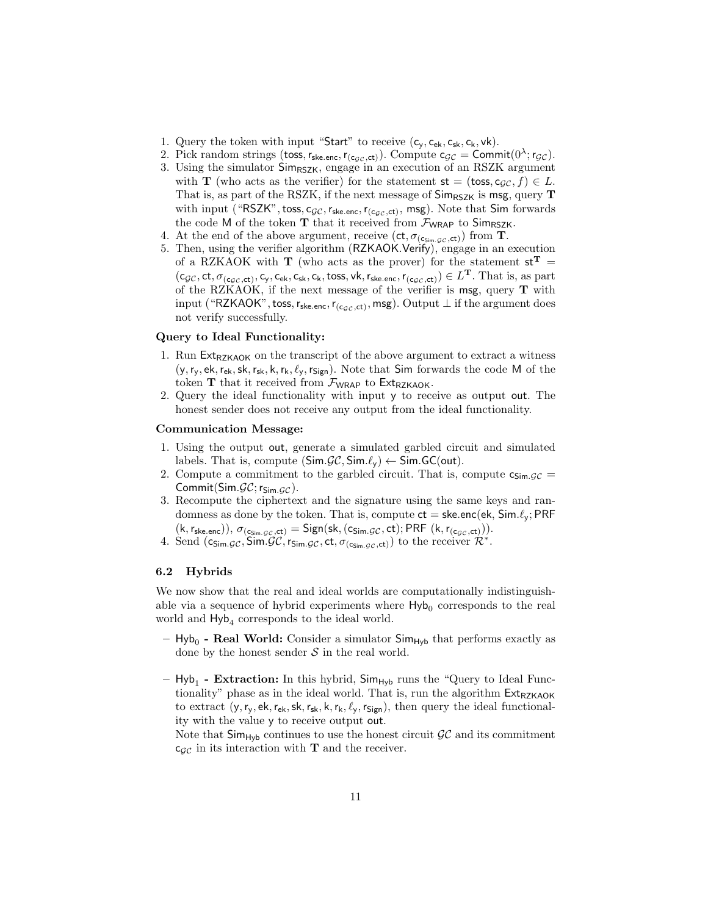1. Query the token with input "Start" to receive $(\mathsf{c_y}, \mathsf{c_{ek}}, \mathsf{c_{sk}}, \mathsf{c_k}, \mathsf{vk})$.
2. Pick random strings $(\mathsf{toss}, \mathsf{r_{ske.enc}}, \mathsf{r}_{(\mathsf{c}_{\mathcal{GC}},\mathsf{ct})})$. Compute $\mathsf{c}_{\mathcal{GC}} = \mathsf{Commit}(0^\lambda; \mathsf{r}_{\mathcal{GC}})$.
3. Using the simulator $\mathsf{Sim_{RSZK}}$, engage in an execution of an RSZK argument with $\mathbf{T}$ (who acts as the verifier) for the statement $\mathsf{st} = (\mathsf{toss}, \mathsf{c}_{\mathcal{GC}}, f) \in L$. That is, as part of the RSZK, if the next message of $\mathsf{Sim_{RSZK}}$ is $\mathsf{msg}$, query $\mathbf{T}$ with input ("RSZK", $\mathsf{toss}, \mathsf{c}_{\mathcal{GC}}, \mathsf{r_{ske.enc}}, \mathsf{r}_{(\mathsf{c}_{\mathcal{GC}},\mathsf{ct})}, \mathsf{msg}$). Note that $\mathsf{Sim}$ forwards the code $\mathsf{M}$ of the token $\mathbf{T}$ that it received from $\mathcal{F}_{\mathsf{WRAP}}$ to $\mathsf{Sim_{RSZK}}$.
4. At the end of the above argument, receive $(\mathsf{ct}, \sigma_{(\mathsf{c}_{\mathsf{Sim}.\mathcal{GC}},\mathsf{ct})})$ from $\mathbf{T}$.
5. Then, using the verifier algorithm ($\mathsf{RZKAOK.Verify}$), engage in an execution of a RZKAOK with $\mathbf{T}$ (who acts as the prover) for the statement $\mathsf{st}^{\mathbf{T}} = (\mathsf{c}_{\mathcal{GC}}, \mathsf{ct}, \sigma_{(\mathsf{c}_{\mathcal{GC}},\mathsf{ct})}, \mathsf{c_y}, \mathsf{c_{ek}}, \mathsf{c_{sk}}, \mathsf{c_k}, \mathsf{toss}, \mathsf{vk}, \mathsf{r_{ske.enc}}, \mathsf{r}_{(\mathsf{c}_{\mathcal{GC}},\mathsf{ct})}) \in L^{\mathbf{T}}$. That is, as part of the RZKAOK, if the next message of the verifier is $\mathsf{msg}$, query $\mathbf{T}$ with input ("RZKAOK", $\mathsf{toss}, \mathsf{r_{ske.enc}}, \mathsf{r}_{(\mathsf{c}_{\mathcal{GC}},\mathsf{ct})}, \mathsf{msg}$). Output $\perp$ if the argument does not verify successfully.

**Query to Ideal Functionality:**

1. Run $\mathsf{Ext_{RZKAOK}}$ on the transcript of the above argument to extract a witness $(\mathsf{y}, \mathsf{r_y}, \mathsf{ek}, \mathsf{r_{ek}}, \mathsf{sk}, \mathsf{r_{sk}}, \mathsf{k}, \mathsf{r_k}, \ell_{\mathsf{y}}, \mathsf{r_{Sign}})$. Note that $\mathsf{Sim}$ forwards the code $\mathsf{M}$ of the token $\mathbf{T}$ that it received from $\mathcal{F}_{\mathsf{WRAP}}$ to $\mathsf{Ext_{RZKAOK}}$.
2. Query the ideal functionality with input $\mathsf{y}$ to receive as output $\mathsf{out}$. The honest sender does not receive any output from the ideal functionality.

**Communication Message:**

1. Using the output $\mathsf{out}$, generate a simulated garbled circuit and simulated labels. That is, compute $(\mathsf{Sim}.\mathcal{GC}, \mathsf{Sim}.\ell_{\mathsf{y}}) \leftarrow \mathsf{Sim.GC}(\mathsf{out})$.
2. Compute a commitment to the garbled circuit. That is, compute $\mathsf{c}_{\mathsf{Sim}.\mathcal{GC}} = \mathsf{Commit}(\mathsf{Sim}.\mathcal{GC}; \mathsf{r}_{\mathsf{Sim}.\mathcal{GC}})$.
3. Recompute the ciphertext and the signature using the same keys and randomness as done by the token. That is, compute $\mathsf{ct} = \mathsf{ske.enc}(\mathsf{ek}, \mathsf{Sim}.\ell_{\mathsf{y}}; \mathsf{PRF}\ (\mathsf{k}, \mathsf{r_{ske.enc}}))$, $\sigma_{(\mathsf{c}_{\mathsf{Sim}.\mathcal{GC}},\mathsf{ct})} = \mathsf{Sign}(\mathsf{sk}, (\mathsf{c}_{\mathsf{Sim}.\mathcal{GC}}, \mathsf{ct}); \mathsf{PRF}\ (\mathsf{k}, \mathsf{r}_{(\mathsf{c}_{\mathcal{GC}},\mathsf{ct})}))$.
4. Send $(\mathsf{c}_{\mathsf{Sim}.\mathcal{GC}}, \mathsf{Sim}.\mathcal{GC}, \mathsf{r}_{\mathsf{Sim}.\mathcal{GC}}, \mathsf{ct}, \sigma_{(\mathsf{c}_{\mathsf{Sim}.\mathcal{GC}},\mathsf{ct})})$ to the receiver $\mathcal{R}^*$.

### 6.2 Hybrids

We now show that the real and ideal worlds are computationally indistinguishable via a sequence of hybrid experiments where $\mathsf{Hyb}_0$ corresponds to the real world and $\mathsf{Hyb}_4$ corresponds to the ideal world.

- $\mathsf{Hyb}_0$ **- Real World:** Consider a simulator $\mathsf{Sim_{Hyb}}$ that performs exactly as done by the honest sender $\mathcal{S}$ in the real world.

- $\mathsf{Hyb}_1$ **- Extraction:** In this hybrid, $\mathsf{Sim_{Hyb}}$ runs the "Query to Ideal Functionality" phase as in the ideal world. That is, run the algorithm $\mathsf{Ext_{RZKAOK}}$ to extract $(\mathsf{y}, \mathsf{r_y}, \mathsf{ek}, \mathsf{r_{ek}}, \mathsf{sk}, \mathsf{r_{sk}}, \mathsf{k}, \mathsf{r_k}, \ell_{\mathsf{y}}, \mathsf{r_{Sign}})$, then query the ideal functionality with the value $\mathsf{y}$ to receive output $\mathsf{out}$.
  Note that $\mathsf{Sim_{Hyb}}$ continues to use the honest circuit $\mathcal{GC}$ and its commitment $\mathsf{c}_{\mathcal{GC}}$ in its interaction with $\mathbf{T}$ and the receiver.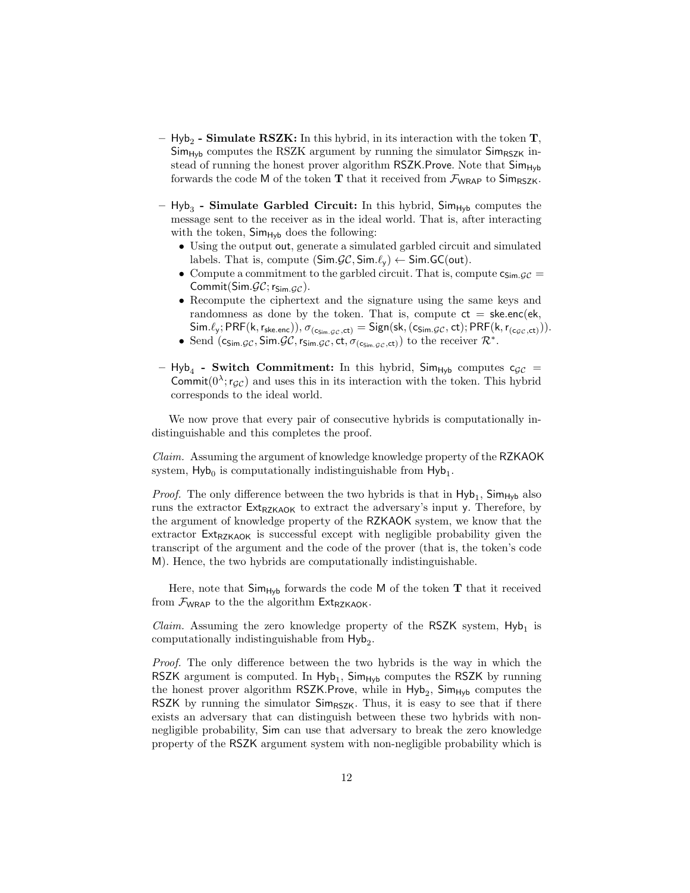– $\mathsf{Hyb}_2$ **- Simulate RSZK:** In this hybrid, in its interaction with the token $\mathbf{T}$, $\mathsf{Sim}_{\mathsf{Hyb}}$ computes the RSZK argument by running the simulator $\mathsf{Sim}_{\mathsf{RSZK}}$ instead of running the honest prover algorithm $\mathsf{RSZK.Prove}$. Note that $\mathsf{Sim}_{\mathsf{Hyb}}$ forwards the code $\mathsf{M}$ of the token $\mathbf{T}$ that it received from $\mathcal{F}_{\mathsf{WRAP}}$ to $\mathsf{Sim}_{\mathsf{RSZK}}$.

– $\mathsf{Hyb}_3$ **- Simulate Garbled Circuit:** In this hybrid, $\mathsf{Sim}_{\mathsf{Hyb}}$ computes the message sent to the receiver as in the ideal world. That is, after interacting with the token, $\mathsf{Sim}_{\mathsf{Hyb}}$ does the following:
  - Using the output $\mathsf{out}$, generate a simulated garbled circuit and simulated labels. That is, compute $(\mathsf{Sim}.\mathcal{GC}, \mathsf{Sim}.\ell_{\mathsf{y}}) \leftarrow \mathsf{Sim.GC}(\mathsf{out})$.
  - Compute a commitment to the garbled circuit. That is, compute $\mathsf{c}_{\mathsf{Sim}.\mathcal{GC}} = \mathsf{Commit}(\mathsf{Sim}.\mathcal{GC}; \mathsf{r}_{\mathsf{Sim}.\mathcal{GC}})$.
  - Recompute the ciphertext and the signature using the same keys and randomness as done by the token. That is, compute $\mathsf{ct} = \mathsf{ske.enc}(\mathsf{ek}, \mathsf{Sim}.\ell_{\mathsf{y}}; \mathsf{PRF}(\mathsf{k}, \mathsf{r}_{\mathsf{ske.enc}})), \sigma_{(\mathsf{c}_{\mathsf{Sim}.\mathcal{GC}}, \mathsf{ct})} = \mathsf{Sign}(\mathsf{sk}, (\mathsf{c}_{\mathsf{Sim}.\mathcal{GC}}, \mathsf{ct}); \mathsf{PRF}(\mathsf{k}, \mathsf{r}_{(\mathsf{c}_{\mathcal{GC}}, \mathsf{ct})}))$.
  - Send $(\mathsf{c}_{\mathsf{Sim}.\mathcal{GC}}, \mathsf{Sim}.\mathcal{GC}, \mathsf{r}_{\mathsf{Sim}.\mathcal{GC}}, \mathsf{ct}, \sigma_{(\mathsf{c}_{\mathsf{Sim}.\mathcal{GC}}, \mathsf{ct})})$ to the receiver $\mathcal{R}^*$.

– $\mathsf{Hyb}_4$ **- Switch Commitment:** In this hybrid, $\mathsf{Sim}_{\mathsf{Hyb}}$ computes $\mathsf{c}_{\mathcal{GC}} = \mathsf{Commit}(0^\lambda; \mathsf{r}_{\mathcal{GC}})$ and uses this in its interaction with the token. This hybrid corresponds to the ideal world.

We now prove that every pair of consecutive hybrids is computationally indistinguishable and this completes the proof.

*Claim.* Assuming the argument of knowledge knowledge property of the $\mathsf{RZKAOK}$ system, $\mathsf{Hyb}_0$ is computationally indistinguishable from $\mathsf{Hyb}_1$.

*Proof.* The only difference between the two hybrids is that in $\mathsf{Hyb}_1$, $\mathsf{Sim}_{\mathsf{Hyb}}$ also runs the extractor $\mathsf{Ext}_{\mathsf{RZKAOK}}$ to extract the adversary's input $\mathsf{y}$. Therefore, by the argument of knowledge property of the $\mathsf{RZKAOK}$ system, we know that the extractor $\mathsf{Ext}_{\mathsf{RZKAOK}}$ is successful except with negligible probability given the transcript of the argument and the code of the prover (that is, the token's code $\mathsf{M}$). Hence, the two hybrids are computationally indistinguishable.

Here, note that $\mathsf{Sim}_{\mathsf{Hyb}}$ forwards the code $\mathsf{M}$ of the token $\mathbf{T}$ that it received from $\mathcal{F}_{\mathsf{WRAP}}$ to the the algorithm $\mathsf{Ext}_{\mathsf{RZKAOK}}$.

*Claim.* Assuming the zero knowledge property of the $\mathsf{RSZK}$ system, $\mathsf{Hyb}_1$ is computationally indistinguishable from $\mathsf{Hyb}_2$.

*Proof.* The only difference between the two hybrids is the way in which the $\mathsf{RSZK}$ argument is computed. In $\mathsf{Hyb}_1$, $\mathsf{Sim}_{\mathsf{Hyb}}$ computes the $\mathsf{RSZK}$ by running the honest prover algorithm $\mathsf{RSZK.Prove}$, while in $\mathsf{Hyb}_2$, $\mathsf{Sim}_{\mathsf{Hyb}}$ computes the $\mathsf{RSZK}$ by running the simulator $\mathsf{Sim}_{\mathsf{RSZK}}$. Thus, it is easy to see that if there exists an adversary that can distinguish between these two hybrids with non-negligible probability, $\mathsf{Sim}$ can use that adversary to break the zero knowledge property of the $\mathsf{RSZK}$ argument system with non-negligible probability which is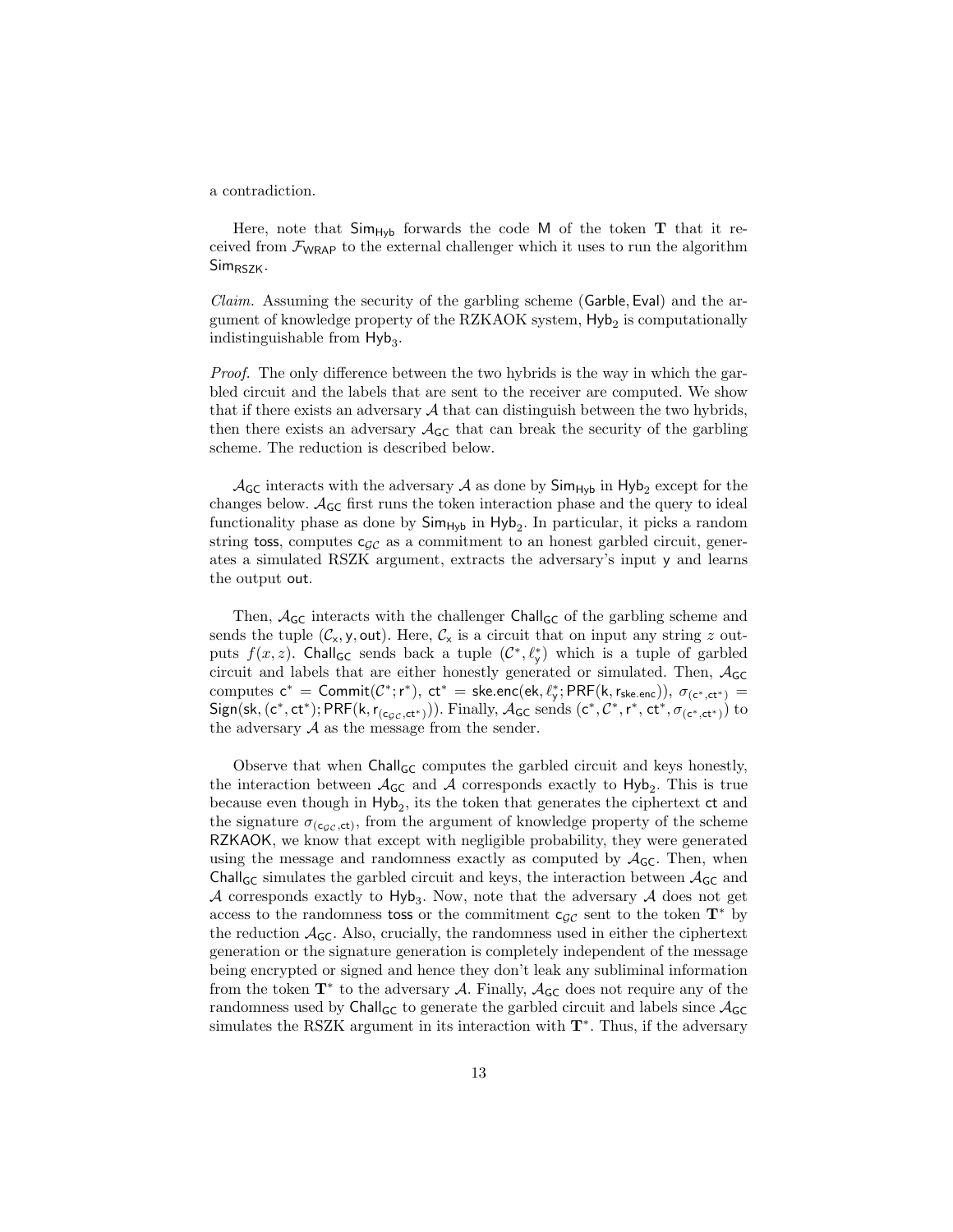a contradiction.

Here, note that $\mathsf{Sim}_{\mathsf{Hyb}}$ forwards the code $\mathsf{M}$ of the token $\mathbf{T}$ that it received from $\mathcal{F}_{\mathsf{WRAP}}$ to the external challenger which it uses to run the algorithm $\mathsf{Sim}_{\mathsf{RSZK}}$.

*Claim.* Assuming the security of the garbling scheme $(\mathsf{Garble}, \mathsf{Eval})$ and the argument of knowledge property of the RZKAOK system, $\mathsf{Hyb}_2$ is computationally indistinguishable from $\mathsf{Hyb}_3$.

*Proof.* The only difference between the two hybrids is the way in which the garbled circuit and the labels that are sent to the receiver are computed. We show that if there exists an adversary $\mathcal{A}$ that can distinguish between the two hybrids, then there exists an adversary $\mathcal{A}_{\mathsf{GC}}$ that can break the security of the garbling scheme. The reduction is described below.

$\mathcal{A}_{\mathsf{GC}}$ interacts with the adversary $\mathcal{A}$ as done by $\mathsf{Sim}_{\mathsf{Hyb}}$ in $\mathsf{Hyb}_2$ except for the changes below. $\mathcal{A}_{\mathsf{GC}}$ first runs the token interaction phase and the query to ideal functionality phase as done by $\mathsf{Sim}_{\mathsf{Hyb}}$ in $\mathsf{Hyb}_2$. In particular, it picks a random string $\mathsf{toss}$, computes $\mathsf{c}_{\mathcal{GC}}$ as a commitment to an honest garbled circuit, generates a simulated RSZK argument, extracts the adversary's input $\mathsf{y}$ and learns the output $\mathsf{out}$.

Then, $\mathcal{A}_{\mathsf{GC}}$ interacts with the challenger $\mathsf{Chall}_{\mathsf{GC}}$ of the garbling scheme and sends the tuple $(\mathcal{C}_{\mathsf{x}}, \mathsf{y}, \mathsf{out})$. Here, $\mathcal{C}_{\mathsf{x}}$ is a circuit that on input any string $z$ outputs $f(x, z)$. $\mathsf{Chall}_{\mathsf{GC}}$ sends back a tuple $(\mathcal{C}^*, \ell^*_{\mathsf{y}})$ which is a tuple of garbled circuit and labels that are either honestly generated or simulated. Then, $\mathcal{A}_{\mathsf{GC}}$ computes $\mathsf{c}^* = \mathsf{Commit}(\mathcal{C}^*; \mathsf{r}^*)$, $\mathsf{ct}^* = \mathsf{ske.enc}(\mathsf{ek}, \ell^*_{\mathsf{y}}; \mathsf{PRF}(\mathsf{k}, \mathsf{r}_{\mathsf{ske.enc}}))$, $\sigma_{(\mathsf{c}^*, \mathsf{ct}^*)} = \mathsf{Sign}(\mathsf{sk}, (\mathsf{c}^*, \mathsf{ct}^*); \mathsf{PRF}(\mathsf{k}, \mathsf{r}_{(\mathsf{c}_{\mathcal{GC}}, \mathsf{ct}^*)}))$. Finally, $\mathcal{A}_{\mathsf{GC}}$ sends $(\mathsf{c}^*, \mathcal{C}^*, \mathsf{r}^*, \mathsf{ct}^*, \sigma_{(\mathsf{c}^*, \mathsf{ct}^*)})$ to the adversary $\mathcal{A}$ as the message from the sender.

Observe that when $\mathsf{Chall}_{\mathsf{GC}}$ computes the garbled circuit and keys honestly, the interaction between $\mathcal{A}_{\mathsf{GC}}$ and $\mathcal{A}$ corresponds exactly to $\mathsf{Hyb}_2$. This is true because even though in $\mathsf{Hyb}_2$, its the token that generates the ciphertext $\mathsf{ct}$ and the signature $\sigma_{(\mathsf{c}_{\mathcal{GC}}, \mathsf{ct})}$, from the argument of knowledge property of the scheme $\mathsf{RZKAOK}$, we know that except with negligible probability, they were generated using the message and randomness exactly as computed by $\mathcal{A}_{\mathsf{GC}}$. Then, when $\mathsf{Chall}_{\mathsf{GC}}$ simulates the garbled circuit and keys, the interaction between $\mathcal{A}_{\mathsf{GC}}$ and $\mathcal{A}$ corresponds exactly to $\mathsf{Hyb}_3$. Now, note that the adversary $\mathcal{A}$ does not get access to the randomness $\mathsf{toss}$ or the commitment $\mathsf{c}_{\mathcal{GC}}$ sent to the token $\mathbf{T}^*$ by the reduction $\mathcal{A}_{\mathsf{GC}}$. Also, crucially, the randomness used in either the ciphertext generation or the signature generation is completely independent of the message being encrypted or signed and hence they don't leak any subliminal information from the token $\mathbf{T}^*$ to the adversary $\mathcal{A}$. Finally, $\mathcal{A}_{\mathsf{GC}}$ does not require any of the randomness used by $\mathsf{Chall}_{\mathsf{GC}}$ to generate the garbled circuit and labels since $\mathcal{A}_{\mathsf{GC}}$ simulates the RSZK argument in its interaction with $\mathbf{T}^*$. Thus, if the adversary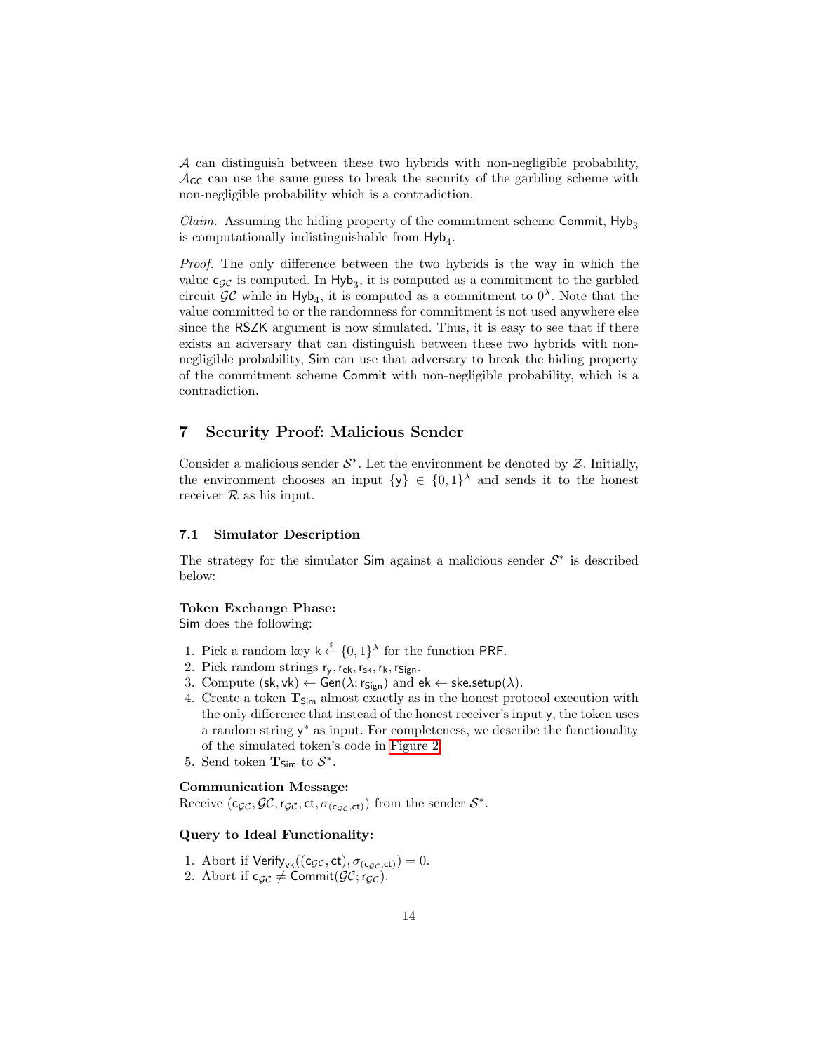$\mathcal{A}$ can distinguish between these two hybrids with non-negligible probability, $\mathcal{A}_{\mathsf{GC}}$ can use the same guess to break the security of the garbling scheme with non-negligible probability which is a contradiction.

*Claim.* Assuming the hiding property of the commitment scheme Commit, $\mathsf{Hyb}_3$ is computationally indistinguishable from $\mathsf{Hyb}_4$.

*Proof.* The only difference between the two hybrids is the way in which the value $\mathsf{c}_{\mathcal{GC}}$ is computed. In $\mathsf{Hyb}_3$, it is computed as a commitment to the garbled circuit $\mathcal{GC}$ while in $\mathsf{Hyb}_4$, it is computed as a commitment to $0^\lambda$. Note that the value committed to or the randomness for commitment is not used anywhere else since the RSZK argument is now simulated. Thus, it is easy to see that if there exists an adversary that can distinguish between these two hybrids with non-negligible probability, Sim can use that adversary to break the hiding property of the commitment scheme Commit with non-negligible probability, which is a contradiction.

## 7 Security Proof: Malicious Sender

Consider a malicious sender $\mathcal{S}^*$. Let the environment be denoted by $\mathcal{Z}$. Initially, the environment chooses an input $\{\mathsf{y}\} \in \{0,1\}^\lambda$ and sends it to the honest receiver $\mathcal{R}$ as his input.

### 7.1 Simulator Description

The strategy for the simulator Sim against a malicious sender $\mathcal{S}^*$ is described below:

**Token Exchange Phase:**
Sim does the following:

1. Pick a random key $\mathsf{k} \xleftarrow{\$} \{0,1\}^\lambda$ for the function PRF.
2. Pick random strings $\mathsf{r_y}, \mathsf{r_{ek}}, \mathsf{r_{sk}}, \mathsf{r_k}, \mathsf{r_{Sign}}$.
3. Compute $(\mathsf{sk}, \mathsf{vk}) \leftarrow \mathsf{Gen}(\lambda; \mathsf{r_{Sign}})$ and $\mathsf{ek} \leftarrow \mathsf{ske.setup}(\lambda)$.
4. Create a token $\mathbf{T}_{\mathsf{Sim}}$ almost exactly as in the honest protocol execution with the only difference that instead of the honest receiver's input $\mathsf{y}$, the token uses a random string $\mathsf{y}^*$ as input. For completeness, we describe the functionality of the simulated token's code in Figure 2.
5. Send token $\mathbf{T}_{\mathsf{Sim}}$ to $\mathcal{S}^*$.

**Communication Message:**
Receive $(\mathsf{c}_{\mathcal{GC}}, \mathcal{GC}, \mathsf{r}_{\mathcal{GC}}, \mathsf{ct}, \sigma_{(\mathsf{c}_{\mathcal{GC}}, \mathsf{ct})})$ from the sender $\mathcal{S}^*$.

**Query to Ideal Functionality:**

1. Abort if $\mathsf{Verify}_{\mathsf{vk}}((\mathsf{c}_{\mathcal{GC}}, \mathsf{ct}), \sigma_{(\mathsf{c}_{\mathcal{GC}}, \mathsf{ct})}) = 0$.
2. Abort if $\mathsf{c}_{\mathcal{GC}} \neq \mathsf{Commit}(\mathcal{GC}; \mathsf{r}_{\mathcal{GC}})$.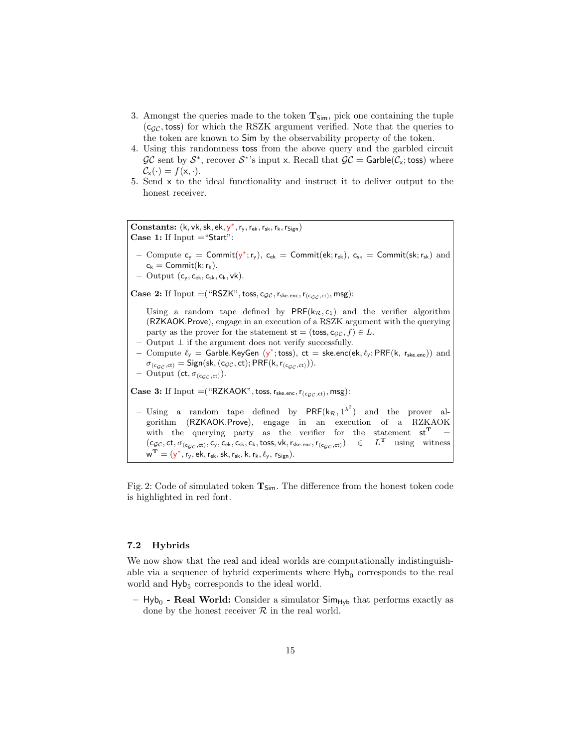3. Amongst the queries made to the token $\mathbf{T}_{\mathsf{Sim}}$, pick one containing the tuple $(\mathsf{c}_{\mathcal{GC}}, \mathsf{toss})$ for which the RSZK argument verified. Note that the queries to the token are known to $\mathsf{Sim}$ by the observability property of the token.
4. Using this randomness $\mathsf{toss}$ from the above query and the garbled circuit $\mathcal{GC}$ sent by $\mathcal{S}^*$, recover $\mathcal{S}^*$'s input $\mathsf{x}$. Recall that $\mathcal{GC} = \mathsf{Garble}(\mathcal{C}_{\mathsf{x}}; \mathsf{toss})$ where $\mathcal{C}_{\mathsf{x}}(\cdot) = f(\mathsf{x}, \cdot)$.
5. Send $\mathsf{x}$ to the ideal functionality and instruct it to deliver output to the honest receiver.

---

**Constants:** $(\mathsf{k}, \mathsf{vk}, \mathsf{sk}, \mathsf{ek}, \mathsf{y}^*, \mathsf{r_y}, \mathsf{r_{ek}}, \mathsf{r_{sk}}, \mathsf{r_k}, \mathsf{r_{Sign}})$

**Case 1:** If Input = "Start":

- Compute $\mathsf{c_y} = \mathsf{Commit}(\mathsf{y}^*; \mathsf{r_y})$, $\mathsf{c_{ek}} = \mathsf{Commit}(\mathsf{ek}; \mathsf{r_{ek}})$, $\mathsf{c_{sk}} = \mathsf{Commit}(\mathsf{sk}; \mathsf{r_{sk}})$ and $\mathsf{c_k} = \mathsf{Commit}(\mathsf{k}; \mathsf{r_k})$.
- Output $(\mathsf{c_y}, \mathsf{c_{ek}}, \mathsf{c_{sk}}, \mathsf{c_k}, \mathsf{vk})$.

**Case 2:** If Input = ("RSZK", $\mathsf{toss}, \mathsf{c}_{\mathcal{GC}}, \mathsf{r_{ske.enc}}, \mathsf{r}_{(\mathsf{c}_{\mathcal{GC}},\mathsf{ct})}, \mathsf{msg}$):

- Using a random tape defined by $\mathsf{PRF}(\mathsf{k}_{\mathcal{R}}, \mathsf{c}_1)$ and the verifier algorithm ($\mathsf{RZKAOK.Prove}$), engage in an execution of a RSZK argument with the querying party as the prover for the statement $\mathsf{st} = (\mathsf{toss}, \mathsf{c}_{\mathcal{GC}}, f) \in L$.
- Output $\perp$ if the argument does not verify successfully.
- Compute $\ell_{\mathsf{y}} = \mathsf{Garble.KeyGen}\ (\mathsf{y}^*; \mathsf{toss})$, $\mathsf{ct} = \mathsf{ske.enc}(\mathsf{ek}, \ell_{\mathsf{y}}; \mathsf{PRF}(\mathsf{k}, \mathsf{r_{ske.enc}}))$ and $\sigma_{(\mathsf{c}_{\mathcal{GC}},\mathsf{ct})} = \mathsf{Sign}(\mathsf{sk}, (\mathsf{c}_{\mathcal{GC}}, \mathsf{ct}); \mathsf{PRF}(\mathsf{k}, \mathsf{r}_{(\mathsf{c}_{\mathcal{GC}},\mathsf{ct})}))$.
- Output $(\mathsf{ct}, \sigma_{(\mathsf{c}_{\mathcal{GC}},\mathsf{ct})})$.

**Case 3:** If Input = ("RZKAOK", $\mathsf{toss}, \mathsf{r_{ske.enc}}, \mathsf{r}_{(\mathsf{c}_{\mathcal{GC}},\mathsf{ct})}, \mathsf{msg}$):

- Using a random tape defined by $\mathsf{PRF}(\mathsf{k}_{\mathcal{R}}, 1^{\lambda^2})$ and the prover algorithm ($\mathsf{RZKAOK.Prove}$), engage in an execution of a RZKAOK with the querying party as the verifier for the statement $\mathsf{st}^{\mathbf{T}} = (\mathsf{c}_{\mathcal{GC}}, \mathsf{ct}, \sigma_{(\mathsf{c}_{\mathcal{GC}},\mathsf{ct})}, \mathsf{c_y}, \mathsf{c_{ek}}, \mathsf{c_{sk}}, \mathsf{c_k}, \mathsf{toss}, \mathsf{vk}, \mathsf{r_{ske.enc}}, \mathsf{r}_{(\mathsf{c}_{\mathcal{GC}},\mathsf{ct})}) \in L^{\mathbf{T}}$ using witness $\mathsf{w}^{\mathbf{T}} = (\mathsf{y}^*, \mathsf{r_y}, \mathsf{ek}, \mathsf{r_{ek}}, \mathsf{sk}, \mathsf{r_{sk}}, \mathsf{k}, \mathsf{r_k}, \ell_{\mathsf{y}}, \mathsf{r_{Sign}})$.

---

Fig. 2: Code of simulated token $\mathbf{T}_{\mathsf{Sim}}$. The difference from the honest token code is highlighted in red font.

### 7.2 Hybrids

We now show that the real and ideal worlds are computationally indistinguishable via a sequence of hybrid experiments where $\mathsf{Hyb}_0$ corresponds to the real world and $\mathsf{Hyb}_5$ corresponds to the ideal world.

- $\mathsf{Hyb}_0$ **- Real World:** Consider a simulator $\mathsf{Sim}_{\mathsf{Hyb}}$ that performs exactly as done by the honest receiver $\mathcal{R}$ in the real world.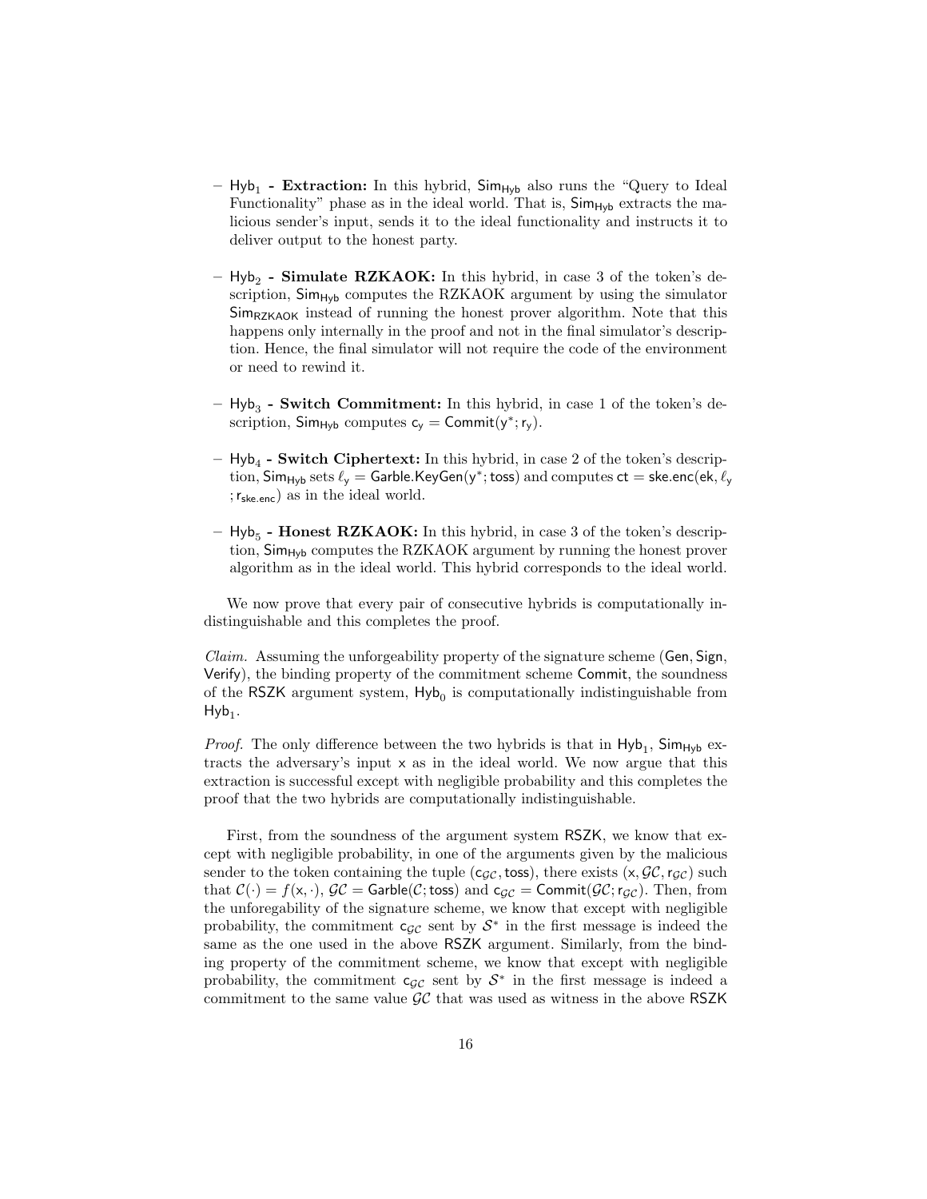- $\mathsf{Hyb}_1$ **- Extraction:** In this hybrid, $\mathsf{Sim}_{\mathsf{Hyb}}$ also runs the "Query to Ideal Functionality" phase as in the ideal world. That is, $\mathsf{Sim}_{\mathsf{Hyb}}$ extracts the malicious sender's input, sends it to the ideal functionality and instructs it to deliver output to the honest party.

- $\mathsf{Hyb}_2$ **- Simulate RZKAOK:** In this hybrid, in case 3 of the token's description, $\mathsf{Sim}_{\mathsf{Hyb}}$ computes the RZKAOK argument by using the simulator $\mathsf{Sim}_{\mathsf{RZKAOK}}$ instead of running the honest prover algorithm. Note that this happens only internally in the proof and not in the final simulator's description. Hence, the final simulator will not require the code of the environment or need to rewind it.

- $\mathsf{Hyb}_3$ **- Switch Commitment:** In this hybrid, in case 1 of the token's description, $\mathsf{Sim}_{\mathsf{Hyb}}$ computes $\mathsf{c_y} = \mathsf{Commit}(\mathsf{y}^*; \mathsf{r_y})$.

- $\mathsf{Hyb}_4$ **- Switch Ciphertext:** In this hybrid, in case 2 of the token's description, $\mathsf{Sim}_{\mathsf{Hyb}}$ sets $\ell_{\mathsf{y}} = \mathsf{Garble.KeyGen}(\mathsf{y}^*; \mathsf{toss})$ and computes $\mathsf{ct} = \mathsf{ske.enc}(\mathsf{ek}, \ell_{\mathsf{y}}; \mathsf{r_{ske.enc}})$ as in the ideal world.

- $\mathsf{Hyb}_5$ **- Honest RZKAOK:** In this hybrid, in case 3 of the token's description, $\mathsf{Sim}_{\mathsf{Hyb}}$ computes the RZKAOK argument by running the honest prover algorithm as in the ideal world. This hybrid corresponds to the ideal world.

We now prove that every pair of consecutive hybrids is computationally indistinguishable and this completes the proof.

*Claim.* Assuming the unforgeability property of the signature scheme (Gen, Sign, Verify), the binding property of the commitment scheme Commit, the soundness of the RSZK argument system, $\mathsf{Hyb}_0$ is computationally indistinguishable from $\mathsf{Hyb}_1$.

*Proof.* The only difference between the two hybrids is that in $\mathsf{Hyb}_1$, $\mathsf{Sim}_{\mathsf{Hyb}}$ extracts the adversary's input $\mathsf{x}$ as in the ideal world. We now argue that this extraction is successful except with negligible probability and this completes the proof that the two hybrids are computationally indistinguishable.

First, from the soundness of the argument system RSZK, we know that except with negligible probability, in one of the arguments given by the malicious sender to the token containing the tuple $(\mathsf{c}_{\mathcal{GC}}, \mathsf{toss})$, there exists $(\mathsf{x}, \mathcal{GC}, \mathsf{r}_{\mathcal{GC}})$ such that $\mathcal{C}(\cdot) = f(\mathsf{x}, \cdot)$, $\mathcal{GC} = \mathsf{Garble}(\mathcal{C}; \mathsf{toss})$ and $\mathsf{c}_{\mathcal{GC}} = \mathsf{Commit}(\mathcal{GC}; \mathsf{r}_{\mathcal{GC}})$. Then, from the unforegability of the signature scheme, we know that except with negligible probability, the commitment $\mathsf{c}_{\mathcal{GC}}$ sent by $\mathcal{S}^*$ in the first message is indeed the same as the one used in the above RSZK argument. Similarly, from the binding property of the commitment scheme, we know that except with negligible probability, the commitment $\mathsf{c}_{\mathcal{GC}}$ sent by $\mathcal{S}^*$ in the first message is indeed a commitment to the same value $\mathcal{GC}$ that was used as witness in the above RSZK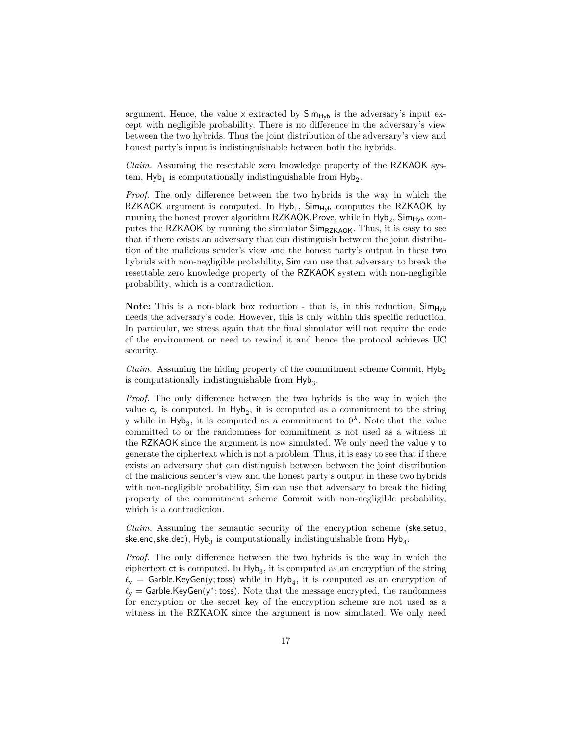argument. Hence, the value $\mathsf{x}$ extracted by $\mathsf{Sim}_{\mathsf{Hyb}}$ is the adversary's input except with negligible probability. There is no difference in the adversary's view between the two hybrids. Thus the joint distribution of the adversary's view and honest party's input is indistinguishable between both the hybrids.

*Claim.* Assuming the resettable zero knowledge property of the RZKAOK system, $\mathsf{Hyb}_1$ is computationally indistinguishable from $\mathsf{Hyb}_2$.

*Proof.* The only difference between the two hybrids is the way in which the RZKAOK argument is computed. In $\mathsf{Hyb}_1$, $\mathsf{Sim}_{\mathsf{Hyb}}$ computes the RZKAOK by running the honest prover algorithm RZKAOK.Prove, while in $\mathsf{Hyb}_2$, $\mathsf{Sim}_{\mathsf{Hyb}}$ computes the RZKAOK by running the simulator $\mathsf{Sim}_{\mathsf{RZKAOK}}$. Thus, it is easy to see that if there exists an adversary that can distinguish between the joint distribution of the malicious sender's view and the honest party's output in these two hybrids with non-negligible probability, Sim can use that adversary to break the resettable zero knowledge property of the RZKAOK system with non-negligible probability, which is a contradiction.

**Note:** This is a non-black box reduction - that is, in this reduction, $\mathsf{Sim}_{\mathsf{Hyb}}$ needs the adversary's code. However, this is only within this specific reduction. In particular, we stress again that the final simulator will not require the code of the environment or need to rewind it and hence the protocol achieves UC security.

*Claim.* Assuming the hiding property of the commitment scheme Commit, $\mathsf{Hyb}_2$ is computationally indistinguishable from $\mathsf{Hyb}_3$.

*Proof.* The only difference between the two hybrids is the way in which the value $\mathsf{c_y}$ is computed. In $\mathsf{Hyb}_2$, it is computed as a commitment to the string $\mathsf{y}$ while in $\mathsf{Hyb}_3$, it is computed as a commitment to $0^{\lambda}$. Note that the value committed to or the randomness for commitment is not used as a witness in the RZKAOK since the argument is now simulated. We only need the value $\mathsf{y}$ to generate the ciphertext which is not a problem. Thus, it is easy to see that if there exists an adversary that can distinguish between between the joint distribution of the malicious sender's view and the honest party's output in these two hybrids with non-negligible probability, Sim can use that adversary to break the hiding property of the commitment scheme Commit with non-negligible probability, which is a contradiction.

*Claim.* Assuming the semantic security of the encryption scheme (ske.setup, ske.enc, ske.dec), $\mathsf{Hyb}_3$ is computationally indistinguishable from $\mathsf{Hyb}_4$.

*Proof.* The only difference between the two hybrids is the way in which the ciphertext $\mathsf{ct}$ is computed. In $\mathsf{Hyb}_3$, it is computed as an encryption of the string $\ell_{\mathsf{y}} = \mathsf{Garble.KeyGen}(\mathsf{y}; \mathsf{toss})$ while in $\mathsf{Hyb}_4$, it is computed as an encryption of $\ell_{\mathsf{y}} = \mathsf{Garble.KeyGen}(\mathsf{y}^*; \mathsf{toss})$. Note that the message encrypted, the randomness for encryption or the secret key of the encryption scheme are not used as a witness in the RZKAOK since the argument is now simulated. We only need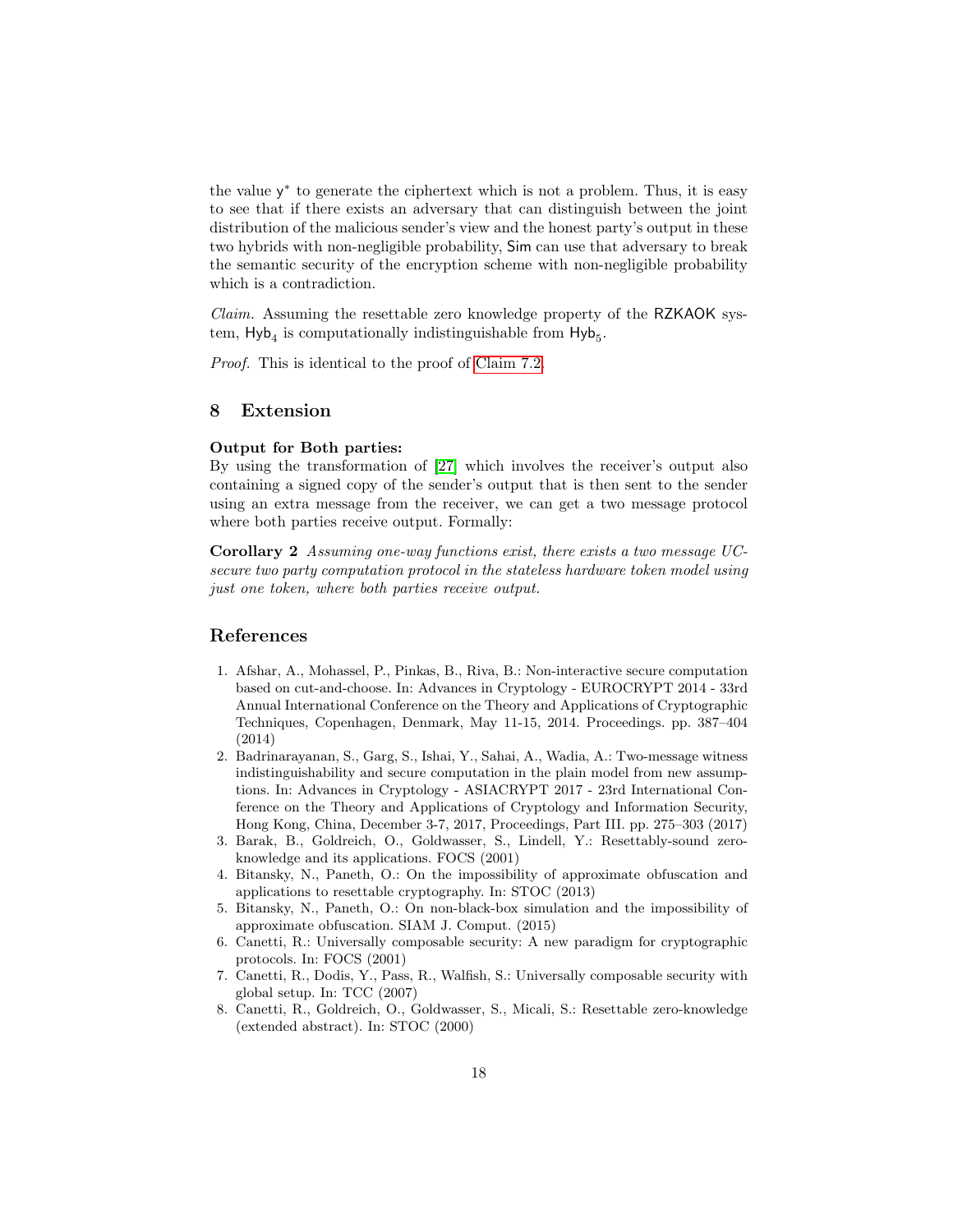the value $y^*$ to generate the ciphertext which is not a problem. Thus, it is easy to see that if there exists an adversary that can distinguish between the joint distribution of the malicious sender's view and the honest party's output in these two hybrids with non-negligible probability, Sim can use that adversary to break the semantic security of the encryption scheme with non-negligible probability which is a contradiction.

*Claim.* Assuming the resettable zero knowledge property of the RZKAOK system, $\mathsf{Hyb}_4$ is computationally indistinguishable from $\mathsf{Hyb}_5$.

*Proof.* This is identical to the proof of Claim 7.2.

## 8 Extension

**Output for Both parties:**
By using the transformation of [27] which involves the receiver's output also containing a signed copy of the sender's output that is then sent to the sender using an extra message from the receiver, we can get a two message protocol where both parties receive output. Formally:

**Corollary 2** *Assuming one-way functions exist, there exists a two message UC-secure two party computation protocol in the stateless hardware token model using just one token, where both parties receive output.*

## References

1. Afshar, A., Mohassel, P., Pinkas, B., Riva, B.: Non-interactive secure computation based on cut-and-choose. In: Advances in Cryptology - EUROCRYPT 2014 - 33rd Annual International Conference on the Theory and Applications of Cryptographic Techniques, Copenhagen, Denmark, May 11-15, 2014. Proceedings. pp. 387–404 (2014)
2. Badrinarayanan, S., Garg, S., Ishai, Y., Sahai, A., Wadia, A.: Two-message witness indistinguishability and secure computation in the plain model from new assumptions. In: Advances in Cryptology - ASIACRYPT 2017 - 23rd International Conference on the Theory and Applications of Cryptology and Information Security, Hong Kong, China, December 3-7, 2017, Proceedings, Part III. pp. 275–303 (2017)
3. Barak, B., Goldreich, O., Goldwasser, S., Lindell, Y.: Resettably-sound zero-knowledge and its applications. FOCS (2001)
4. Bitansky, N., Paneth, O.: On the impossibility of approximate obfuscation and applications to resettable cryptography. In: STOC (2013)
5. Bitansky, N., Paneth, O.: On non-black-box simulation and the impossibility of approximate obfuscation. SIAM J. Comput. (2015)
6. Canetti, R.: Universally composable security: A new paradigm for cryptographic protocols. In: FOCS (2001)
7. Canetti, R., Dodis, Y., Pass, R., Walfish, S.: Universally composable security with global setup. In: TCC (2007)
8. Canetti, R., Goldreich, O., Goldwasser, S., Micali, S.: Resettable zero-knowledge (extended abstract). In: STOC (2000)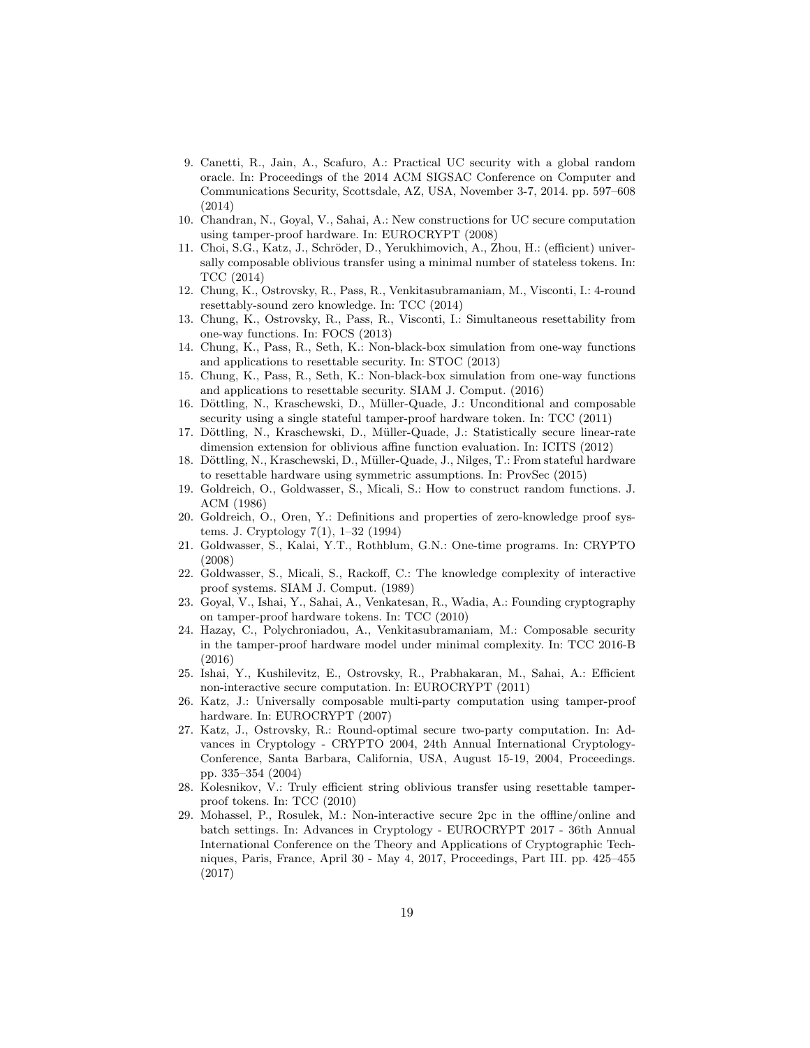9. Canetti, R., Jain, A., Scafuro, A.: Practical UC security with a global random oracle. In: Proceedings of the 2014 ACM SIGSAC Conference on Computer and Communications Security, Scottsdale, AZ, USA, November 3-7, 2014. pp. 597–608 (2014)
10. Chandran, N., Goyal, V., Sahai, A.: New constructions for UC secure computation using tamper-proof hardware. In: EUROCRYPT (2008)
11. Choi, S.G., Katz, J., Schröder, D., Yerukhimovich, A., Zhou, H.: (efficient) universally composable oblivious transfer using a minimal number of stateless tokens. In: TCC (2014)
12. Chung, K., Ostrovsky, R., Pass, R., Venkitasubramaniam, M., Visconti, I.: 4-round resettably-sound zero knowledge. In: TCC (2014)
13. Chung, K., Ostrovsky, R., Pass, R., Visconti, I.: Simultaneous resettability from one-way functions. In: FOCS (2013)
14. Chung, K., Pass, R., Seth, K.: Non-black-box simulation from one-way functions and applications to resettable security. In: STOC (2013)
15. Chung, K., Pass, R., Seth, K.: Non-black-box simulation from one-way functions and applications to resettable security. SIAM J. Comput. (2016)
16. Döttling, N., Kraschewski, D., Müller-Quade, J.: Unconditional and composable security using a single stateful tamper-proof hardware token. In: TCC (2011)
17. Döttling, N., Kraschewski, D., Müller-Quade, J.: Statistically secure linear-rate dimension extension for oblivious affine function evaluation. In: ICITS (2012)
18. Döttling, N., Kraschewski, D., Müller-Quade, J., Nilges, T.: From stateful hardware to resettable hardware using symmetric assumptions. In: ProvSec (2015)
19. Goldreich, O., Goldwasser, S., Micali, S.: How to construct random functions. J. ACM (1986)
20. Goldreich, O., Oren, Y.: Definitions and properties of zero-knowledge proof systems. J. Cryptology 7(1), 1–32 (1994)
21. Goldwasser, S., Kalai, Y.T., Rothblum, G.N.: One-time programs. In: CRYPTO (2008)
22. Goldwasser, S., Micali, S., Rackoff, C.: The knowledge complexity of interactive proof systems. SIAM J. Comput. (1989)
23. Goyal, V., Ishai, Y., Sahai, A., Venkatesan, R., Wadia, A.: Founding cryptography on tamper-proof hardware tokens. In: TCC (2010)
24. Hazay, C., Polychroniadou, A., Venkitasubramaniam, M.: Composable security in the tamper-proof hardware model under minimal complexity. In: TCC 2016-B (2016)
25. Ishai, Y., Kushilevitz, E., Ostrovsky, R., Prabhakaran, M., Sahai, A.: Efficient non-interactive secure computation. In: EUROCRYPT (2011)
26. Katz, J.: Universally composable multi-party computation using tamper-proof hardware. In: EUROCRYPT (2007)
27. Katz, J., Ostrovsky, R.: Round-optimal secure two-party computation. In: Advances in Cryptology - CRYPTO 2004, 24th Annual International Cryptology-Conference, Santa Barbara, California, USA, August 15-19, 2004, Proceedings. pp. 335–354 (2004)
28. Kolesnikov, V.: Truly efficient string oblivious transfer using resettable tamper-proof tokens. In: TCC (2010)
29. Mohassel, P., Rosulek, M.: Non-interactive secure 2pc in the offline/online and batch settings. In: Advances in Cryptology - EUROCRYPT 2017 - 36th Annual International Conference on the Theory and Applications of Cryptographic Techniques, Paris, France, April 30 - May 4, 2017, Proceedings, Part III. pp. 425–455 (2017)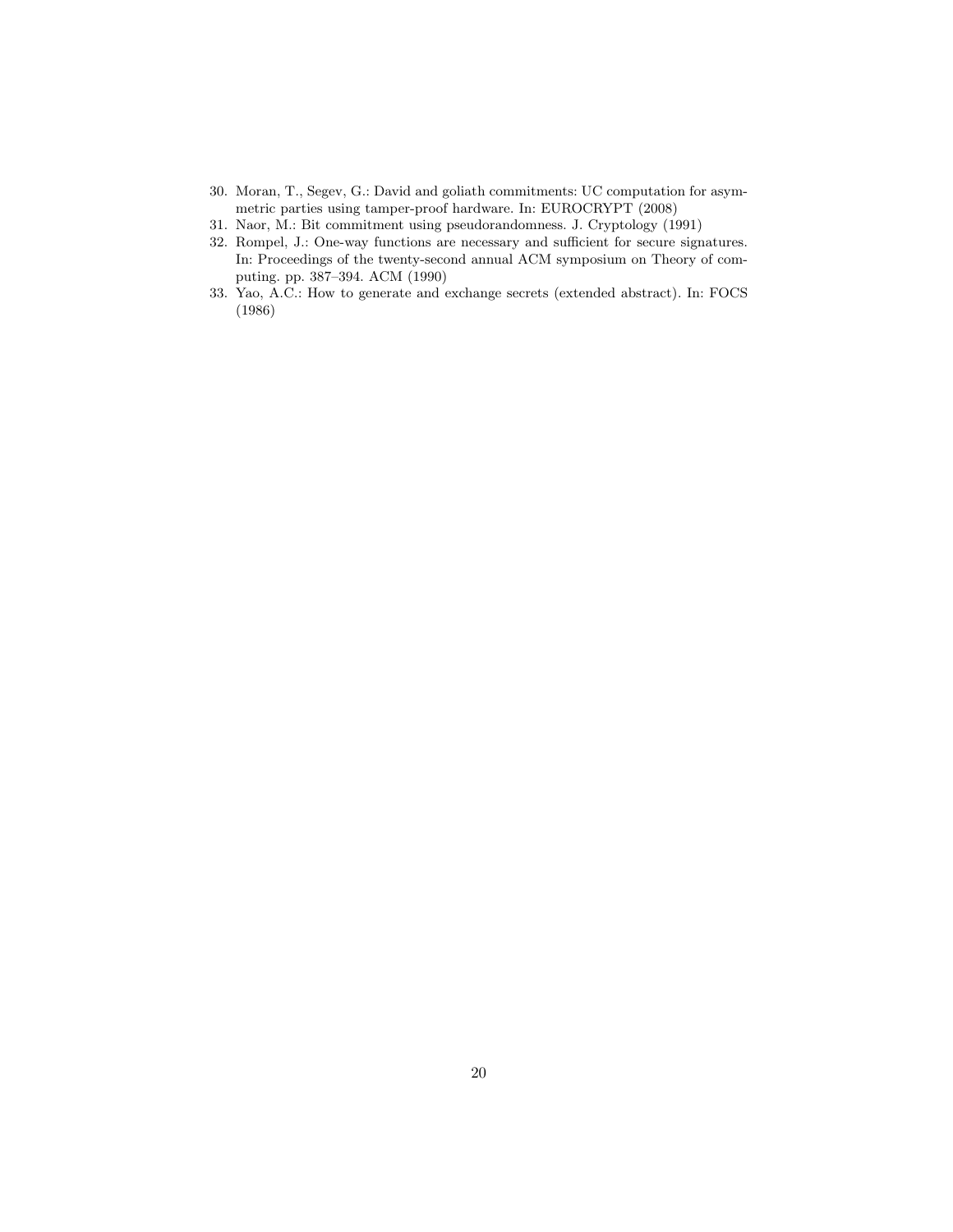30. Moran, T., Segev, G.: David and goliath commitments: UC computation for asymmetric parties using tamper-proof hardware. In: EUROCRYPT (2008)
31. Naor, M.: Bit commitment using pseudorandomness. J. Cryptology (1991)
32. Rompel, J.: One-way functions are necessary and sufficient for secure signatures. In: Proceedings of the twenty-second annual ACM symposium on Theory of computing. pp. 387–394. ACM (1990)
33. Yao, A.C.: How to generate and exchange secrets (extended abstract). In: FOCS (1986)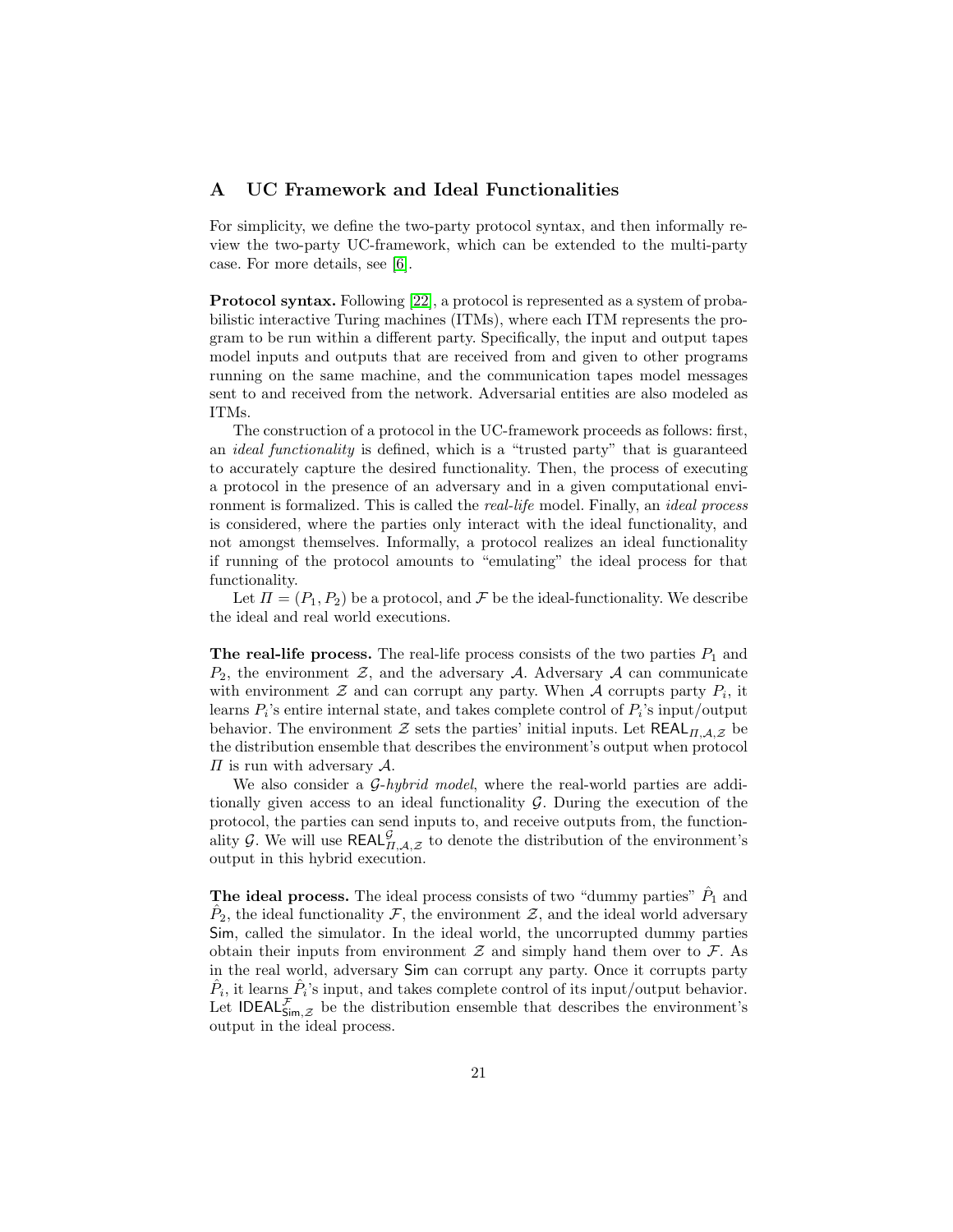## A UC Framework and Ideal Functionalities

For simplicity, we define the two-party protocol syntax, and then informally review the two-party UC-framework, which can be extended to the multi-party case. For more details, see [6].

**Protocol syntax.** Following [22], a protocol is represented as a system of probabilistic interactive Turing machines (ITMs), where each ITM represents the program to be run within a different party. Specifically, the input and output tapes model inputs and outputs that are received from and given to other programs running on the same machine, and the communication tapes model messages sent to and received from the network. Adversarial entities are also modeled as ITMs.

The construction of a protocol in the UC-framework proceeds as follows: first, an *ideal functionality* is defined, which is a "trusted party" that is guaranteed to accurately capture the desired functionality. Then, the process of executing a protocol in the presence of an adversary and in a given computational environment is formalized. This is called the *real-life* model. Finally, an *ideal process* is considered, where the parties only interact with the ideal functionality, and not amongst themselves. Informally, a protocol realizes an ideal functionality if running of the protocol amounts to "emulating" the ideal process for that functionality.

Let $\Pi = (P_1, P_2)$ be a protocol, and $\mathcal{F}$ be the ideal-functionality. We describe the ideal and real world executions.

**The real-life process.** The real-life process consists of the two parties $P_1$ and $P_2$, the environment $\mathcal{Z}$, and the adversary $\mathcal{A}$. Adversary $\mathcal{A}$ can communicate with environment $\mathcal{Z}$ and can corrupt any party. When $\mathcal{A}$ corrupts party $P_i$, it learns $P_i$'s entire internal state, and takes complete control of $P_i$'s input/output behavior. The environment $\mathcal{Z}$ sets the parties' initial inputs. Let $\mathsf{REAL}_{\Pi,\mathcal{A},\mathcal{Z}}$ be the distribution ensemble that describes the environment's output when protocol $\Pi$ is run with adversary $\mathcal{A}$.

We also consider a $\mathcal{G}$-*hybrid model*, where the real-world parties are additionally given access to an ideal functionality $\mathcal{G}$. During the execution of the protocol, the parties can send inputs to, and receive outputs from, the functionality $\mathcal{G}$. We will use $\mathsf{REAL}^{\mathcal{G}}_{\Pi,\mathcal{A},\mathcal{Z}}$ to denote the distribution of the environment's output in this hybrid execution.

**The ideal process.** The ideal process consists of two "dummy parties" $\hat{P}_1$ and $\hat{P}_2$, the ideal functionality $\mathcal{F}$, the environment $\mathcal{Z}$, and the ideal world adversary $\mathsf{Sim}$, called the simulator. In the ideal world, the uncorrupted dummy parties obtain their inputs from environment $\mathcal{Z}$ and simply hand them over to $\mathcal{F}$. As in the real world, adversary $\mathsf{Sim}$ can corrupt any party. Once it corrupts party $\hat{P}_i$, it learns $\hat{P}_i$'s input, and takes complete control of its input/output behavior. Let $\mathsf{IDEAL}^{\mathcal{F}}_{\mathsf{Sim},\mathcal{Z}}$ be the distribution ensemble that describes the environment's output in the ideal process.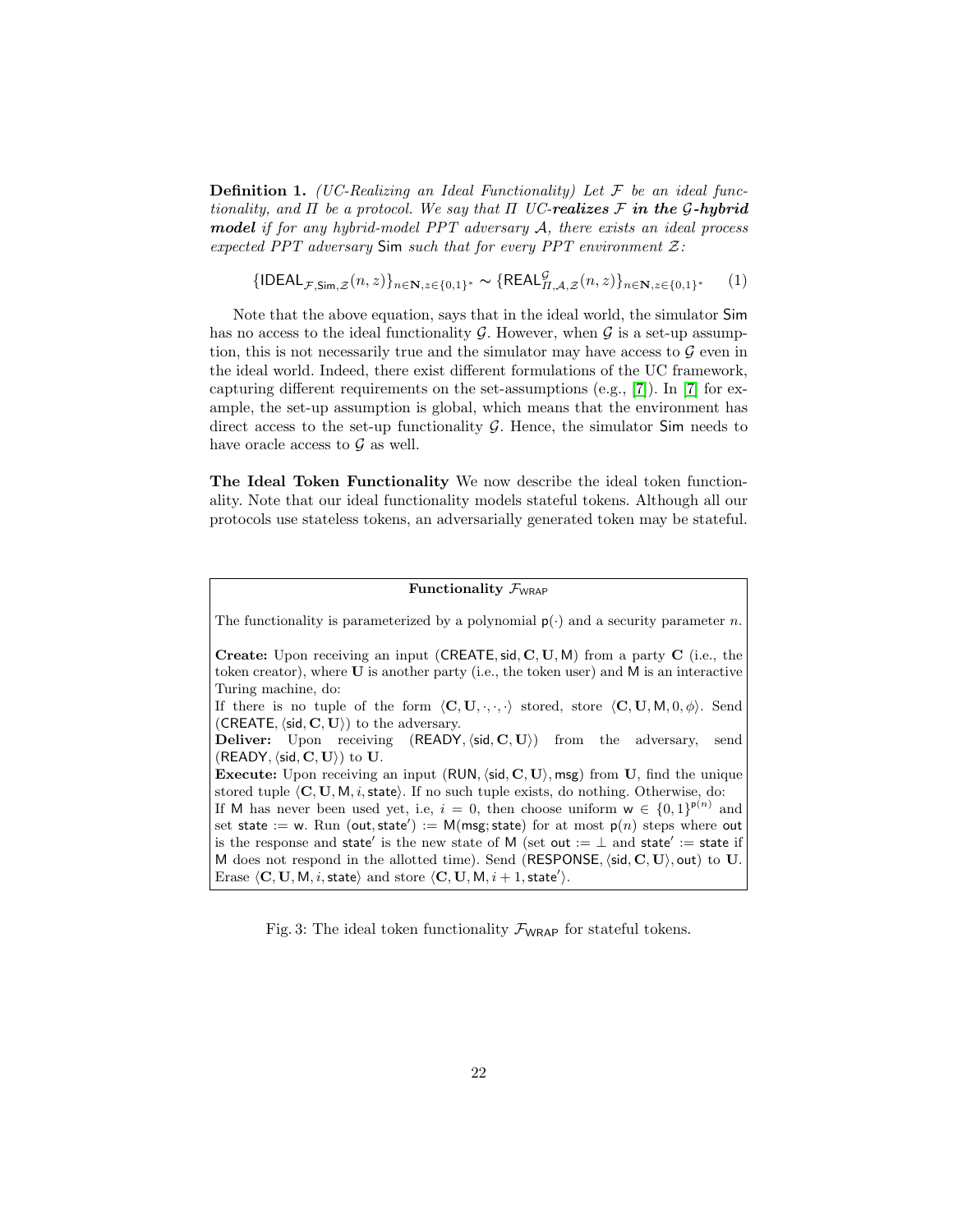**Definition 1.** *(UC-Realizing an Ideal Functionality) Let $\mathcal{F}$ be an ideal functionality, and $\Pi$ be a protocol. We say that $\Pi$ UC-**realizes** $\mathcal{F}$ **in the** $\mathcal{G}$**-hybrid model** if for any hybrid-model PPT adversary $\mathcal{A}$, there exists an ideal process expected PPT adversary $\mathsf{Sim}$ such that for every PPT environment $\mathcal{Z}$:*

$$\{\mathsf{IDEAL}_{\mathcal{F},\mathsf{Sim},\mathcal{Z}}(n,z)\}_{n\in\mathbf{N},z\in\{0,1\}^*} \sim \{\mathsf{REAL}^{\mathcal{G}}_{\Pi,\mathcal{A},\mathcal{Z}}(n,z)\}_{n\in\mathbf{N},z\in\{0,1\}^*} \quad (1)$$

Note that the above equation, says that in the ideal world, the simulator $\mathsf{Sim}$ has no access to the ideal functionality $\mathcal{G}$. However, when $\mathcal{G}$ is a set-up assumption, this is not necessarily true and the simulator may have access to $\mathcal{G}$ even in the ideal world. Indeed, there exist different formulations of the UC framework, capturing different requirements on the set-assumptions (e.g., [7]). In [7] for example, the set-up assumption is global, which means that the environment has direct access to the set-up functionality $\mathcal{G}$. Hence, the simulator $\mathsf{Sim}$ needs to have oracle access to $\mathcal{G}$ as well.

**The Ideal Token Functionality** We now describe the ideal token functionality. Note that our ideal functionality models stateful tokens. Although all our protocols use stateless tokens, an adversarially generated token may be stateful.

---

**Functionality $\mathcal{F}_{\mathsf{WRAP}}$**

The functionality is parameterized by a polynomial $\mathsf{p}(\cdot)$ and a security parameter $n$.

**Create:** Upon receiving an input $(\mathsf{CREATE}, \mathsf{sid}, \mathbf{C}, \mathbf{U}, \mathsf{M})$ from a party $\mathbf{C}$ (i.e., the token creator), where $\mathbf{U}$ is another party (i.e., the token user) and $\mathsf{M}$ is an interactive Turing machine, do:
If there is no tuple of the form $\langle \mathbf{C}, \mathbf{U}, \cdot, \cdot, \cdot \rangle$ stored, store $\langle \mathbf{C}, \mathbf{U}, \mathsf{M}, 0, \phi \rangle$. Send $(\mathsf{CREATE}, \langle \mathsf{sid}, \mathbf{C}, \mathbf{U} \rangle)$ to the adversary.
**Deliver:** Upon receiving $(\mathsf{READY}, \langle \mathsf{sid}, \mathbf{C}, \mathbf{U} \rangle)$ from the adversary, send $(\mathsf{READY}, \langle \mathsf{sid}, \mathbf{C}, \mathbf{U} \rangle)$ to $\mathbf{U}$.
**Execute:** Upon receiving an input $(\mathsf{RUN}, \langle \mathsf{sid}, \mathbf{C}, \mathbf{U} \rangle, \mathsf{msg})$ from $\mathbf{U}$, find the unique stored tuple $\langle \mathbf{C}, \mathbf{U}, \mathsf{M}, i, \mathsf{state} \rangle$. If no such tuple exists, do nothing. Otherwise, do:
If $\mathsf{M}$ has never been used yet, i.e, $i = 0$, then choose uniform $\mathsf{w} \in \{0,1\}^{\mathsf{p}(n)}$ and set $\mathsf{state} := \mathsf{w}$. Run $(\mathsf{out}, \mathsf{state}') := \mathsf{M}(\mathsf{msg}; \mathsf{state})$ for at most $\mathsf{p}(n)$ steps where $\mathsf{out}$ is the response and $\mathsf{state}'$ is the new state of $\mathsf{M}$ (set $\mathsf{out} := \perp$ and $\mathsf{state}' := \mathsf{state}$ if $\mathsf{M}$ does not respond in the allotted time). Send $(\mathsf{RESPONSE}, \langle \mathsf{sid}, \mathbf{C}, \mathbf{U} \rangle, \mathsf{out})$ to $\mathbf{U}$.
Erase $\langle \mathbf{C}, \mathbf{U}, \mathsf{M}, i, \mathsf{state} \rangle$ and store $\langle \mathbf{C}, \mathbf{U}, \mathsf{M}, i+1, \mathsf{state}' \rangle$.

---

Fig. 3: The ideal token functionality $\mathcal{F}_{\mathsf{WRAP}}$ for stateful tokens.